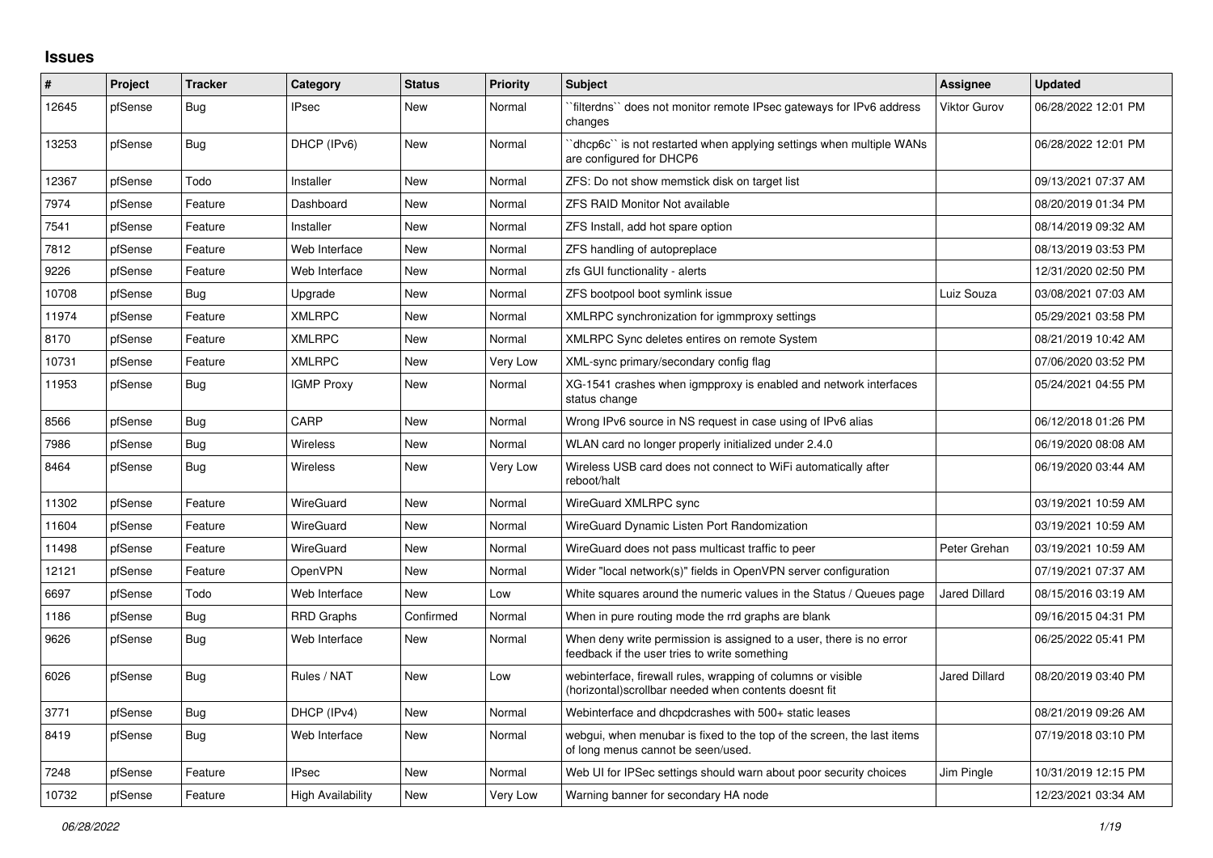# Issues

| # | Project | Tracker | Category | Status | Priority | Subject | Assignee | Updated |
|---|---|---|---|---|---|---|---|---|
| 12645 | pfSense | Bug | IPsec | New | Normal | ``filterdns`` does not monitor remote IPsec gateways for IPv6 address changes | Viktor Gurov | 06/28/2022 12:01 PM |
| 13253 | pfSense | Bug | DHCP (IPv6) | New | Normal | ``dhcp6c`` is not restarted when applying settings when multiple WANs are configured for DHCP6 | | 06/28/2022 12:01 PM |
| 12367 | pfSense | Todo | Installer | New | Normal | ZFS: Do not show memstick disk on target list | | 09/13/2021 07:37 AM |
| 7974 | pfSense | Feature | Dashboard | New | Normal | ZFS RAID Monitor Not available | | 08/20/2019 01:34 PM |
| 7541 | pfSense | Feature | Installer | New | Normal | ZFS Install, add hot spare option | | 08/14/2019 09:32 AM |
| 7812 | pfSense | Feature | Web Interface | New | Normal | ZFS handling of autopreplace | | 08/13/2019 03:53 PM |
| 9226 | pfSense | Feature | Web Interface | New | Normal | zfs GUI functionality - alerts | | 12/31/2020 02:50 PM |
| 10708 | pfSense | Bug | Upgrade | New | Normal | ZFS bootpool boot symlink issue | Luiz Souza | 03/08/2021 07:03 AM |
| 11974 | pfSense | Feature | XMLRPC | New | Normal | XMLRPC synchronization for igmmproxy settings | | 05/29/2021 03:58 PM |
| 8170 | pfSense | Feature | XMLRPC | New | Normal | XMLRPC Sync deletes entires on remote System | | 08/21/2019 10:42 AM |
| 10731 | pfSense | Feature | XMLRPC | New | Very Low | XML-sync primary/secondary config flag | | 07/06/2020 03:52 PM |
| 11953 | pfSense | Bug | IGMP Proxy | New | Normal | XG-1541 crashes when igmpproxy is enabled and network interfaces status change | | 05/24/2021 04:55 PM |
| 8566 | pfSense | Bug | CARP | New | Normal | Wrong IPv6 source in NS request in case using of IPv6 alias | | 06/12/2018 01:26 PM |
| 7986 | pfSense | Bug | Wireless | New | Normal | WLAN card no longer properly initialized under 2.4.0 | | 06/19/2020 08:08 AM |
| 8464 | pfSense | Bug | Wireless | New | Very Low | Wireless USB card does not connect to WiFi automatically after reboot/halt | | 06/19/2020 03:44 AM |
| 11302 | pfSense | Feature | WireGuard | New | Normal | WireGuard XMLRPC sync | | 03/19/2021 10:59 AM |
| 11604 | pfSense | Feature | WireGuard | New | Normal | WireGuard Dynamic Listen Port Randomization | | 03/19/2021 10:59 AM |
| 11498 | pfSense | Feature | WireGuard | New | Normal | WireGuard does not pass multicast traffic to peer | Peter Grehan | 03/19/2021 10:59 AM |
| 12121 | pfSense | Feature | OpenVPN | New | Normal | Wider "local network(s)" fields in OpenVPN server configuration | | 07/19/2021 07:37 AM |
| 6697 | pfSense | Todo | Web Interface | New | Low | White squares around the numeric values in the Status / Queues page | Jared Dillard | 08/15/2016 03:19 AM |
| 1186 | pfSense | Bug | RRD Graphs | Confirmed | Normal | When in pure routing mode the rrd graphs are blank | | 09/16/2015 04:31 PM |
| 9626 | pfSense | Bug | Web Interface | New | Normal | When deny write permission is assigned to a user, there is no error feedback if the user tries to write something | | 06/25/2022 05:41 PM |
| 6026 | pfSense | Bug | Rules / NAT | New | Low | webinterface, firewall rules, wrapping of columns or visible (horizontal)scrollbar needed when contents doesnt fit | Jared Dillard | 08/20/2019 03:40 PM |
| 3771 | pfSense | Bug | DHCP (IPv4) | New | Normal | Webinterface and dhcpdcrashes with 500+ static leases | | 08/21/2019 09:26 AM |
| 8419 | pfSense | Bug | Web Interface | New | Normal | webgui, when menubar is fixed to the top of the screen, the last items of long menus cannot be seen/used. | | 07/19/2018 03:10 PM |
| 7248 | pfSense | Feature | IPsec | New | Normal | Web UI for IPSec settings should warn about poor security choices | Jim Pingle | 10/31/2019 12:15 PM |
| 10732 | pfSense | Feature | High Availability | New | Very Low | Warning banner for secondary HA node | | 12/23/2021 03:34 AM |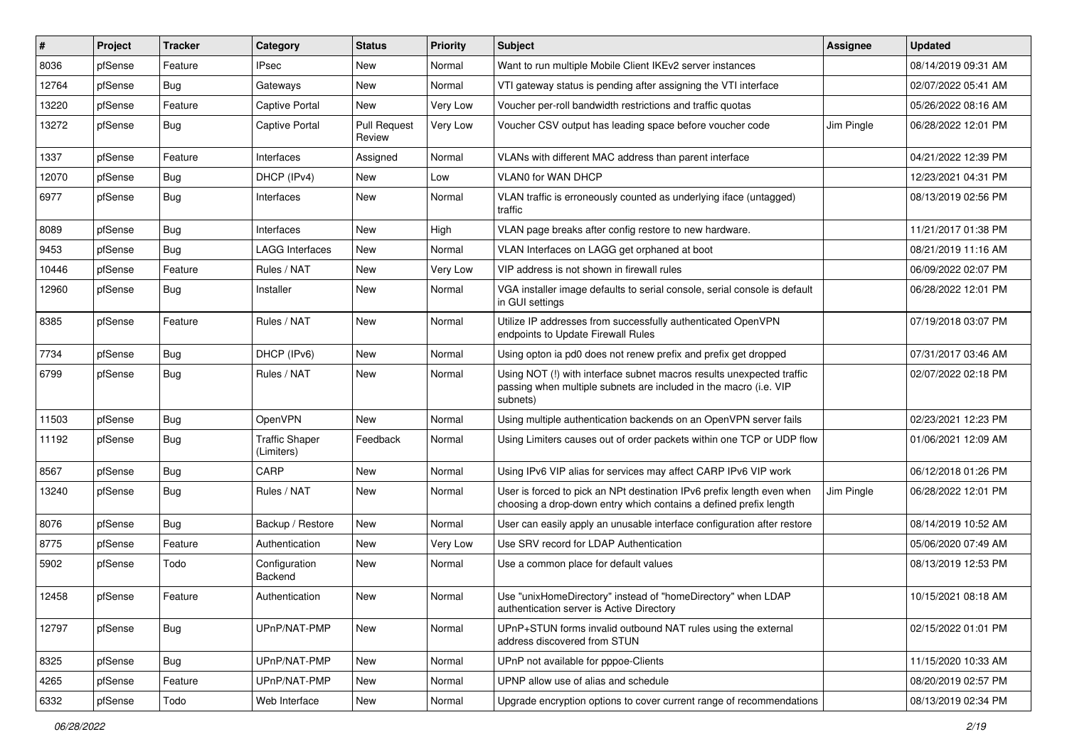| # | Project | Tracker | Category | Status | Priority | Subject | Assignee | Updated |
|---|---|---|---|---|---|---|---|---|
| 8036 | pfSense | Feature | IPsec | New | Normal | Want to run multiple Mobile Client IKEv2 server instances | | 08/14/2019 09:31 AM |
| 12764 | pfSense | Bug | Gateways | New | Normal | VTI gateway status is pending after assigning the VTI interface | | 02/07/2022 05:41 AM |
| 13220 | pfSense | Feature | Captive Portal | New | Very Low | Voucher per-roll bandwidth restrictions and traffic quotas | | 05/26/2022 08:16 AM |
| 13272 | pfSense | Bug | Captive Portal | Pull Request Review | Very Low | Voucher CSV output has leading space before voucher code | Jim Pingle | 06/28/2022 12:01 PM |
| 1337 | pfSense | Feature | Interfaces | Assigned | Normal | VLANs with different MAC address than parent interface | | 04/21/2022 12:39 PM |
| 12070 | pfSense | Bug | DHCP (IPv4) | New | Low | VLAN0 for WAN DHCP | | 12/23/2021 04:31 PM |
| 6977 | pfSense | Bug | Interfaces | New | Normal | VLAN traffic is erroneously counted as underlying iface (untagged) traffic | | 08/13/2019 02:56 PM |
| 8089 | pfSense | Bug | Interfaces | New | High | VLAN page breaks after config restore to new hardware. | | 11/21/2017 01:38 PM |
| 9453 | pfSense | Bug | LAGG Interfaces | New | Normal | VLAN Interfaces on LAGG get orphaned at boot | | 08/21/2019 11:16 AM |
| 10446 | pfSense | Feature | Rules / NAT | New | Very Low | VIP address is not shown in firewall rules | | 06/09/2022 02:07 PM |
| 12960 | pfSense | Bug | Installer | New | Normal | VGA installer image defaults to serial console, serial console is default in GUI settings | | 06/28/2022 12:01 PM |
| 8385 | pfSense | Feature | Rules / NAT | New | Normal | Utilize IP addresses from successfully authenticated OpenVPN endpoints to Update Firewall Rules | | 07/19/2018 03:07 PM |
| 7734 | pfSense | Bug | DHCP (IPv6) | New | Normal | Using opton ia pd0 does not renew prefix and prefix get dropped | | 07/31/2017 03:46 AM |
| 6799 | pfSense | Bug | Rules / NAT | New | Normal | Using NOT (!) with interface subnet macros results unexpected traffic passing when multiple subnets are included in the macro (i.e. VIP subnets) | | 02/07/2022 02:18 PM |
| 11503 | pfSense | Bug | OpenVPN | New | Normal | Using multiple authentication backends on an OpenVPN server fails | | 02/23/2021 12:23 PM |
| 11192 | pfSense | Bug | Traffic Shaper (Limiters) | Feedback | Normal | Using Limiters causes out of order packets within one TCP or UDP flow | | 01/06/2021 12:09 AM |
| 8567 | pfSense | Bug | CARP | New | Normal | Using IPv6 VIP alias for services may affect CARP IPv6 VIP work | | 06/12/2018 01:26 PM |
| 13240 | pfSense | Bug | Rules / NAT | New | Normal | User is forced to pick an NPt destination IPv6 prefix length even when choosing a drop-down entry which contains a defined prefix length | Jim Pingle | 06/28/2022 12:01 PM |
| 8076 | pfSense | Bug | Backup / Restore | New | Normal | User can easily apply an unusable interface configuration after restore | | 08/14/2019 10:52 AM |
| 8775 | pfSense | Feature | Authentication | New | Very Low | Use SRV record for LDAP Authentication | | 05/06/2020 07:49 AM |
| 5902 | pfSense | Todo | Configuration Backend | New | Normal | Use a common place for default values | | 08/13/2019 12:53 PM |
| 12458 | pfSense | Feature | Authentication | New | Normal | Use "unixHomeDirectory" instead of "homeDirectory" when LDAP authentication server is Active Directory | | 10/15/2021 08:18 AM |
| 12797 | pfSense | Bug | UPnP/NAT-PMP | New | Normal | UPnP+STUN forms invalid outbound NAT rules using the external address discovered from STUN | | 02/15/2022 01:01 PM |
| 8325 | pfSense | Bug | UPnP/NAT-PMP | New | Normal | UPnP not available for pppoe-Clients | | 11/15/2020 10:33 AM |
| 4265 | pfSense | Feature | UPnP/NAT-PMP | New | Normal | UPNP allow use of alias and schedule | | 08/20/2019 02:57 PM |
| 6332 | pfSense | Todo | Web Interface | New | Normal | Upgrade encryption options to cover current range of recommendations | | 08/13/2019 02:34 PM |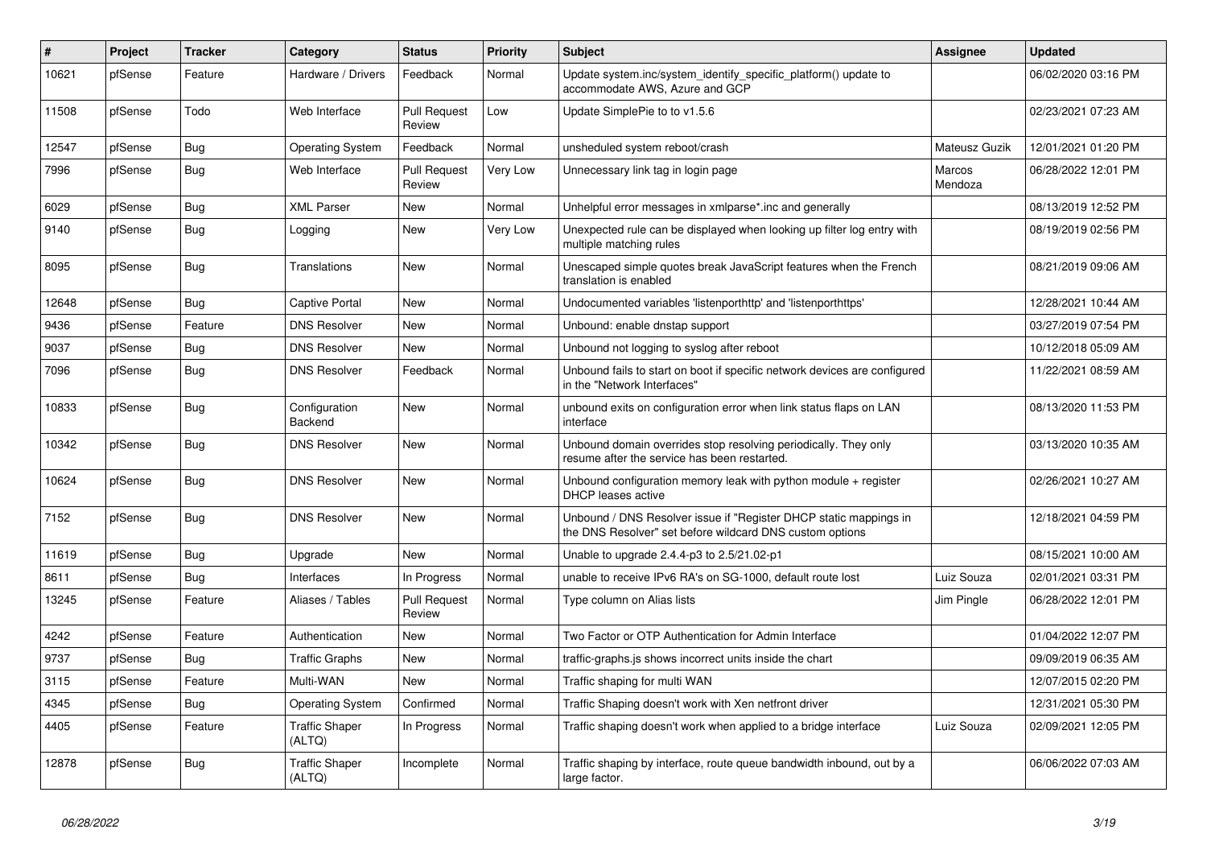| # | Project | Tracker | Category | Status | Priority | Subject | Assignee | Updated |
|---|---|---|---|---|---|---|---|---|
| 10621 | pfSense | Feature | Hardware / Drivers | Feedback | Normal | Update system.inc/system_identify_specific_platform() update to accommodate AWS, Azure and GCP | | 06/02/2020 03:16 PM |
| 11508 | pfSense | Todo | Web Interface | Pull Request Review | Low | Update SimplePie to to v1.5.6 | | 02/23/2021 07:23 AM |
| 12547 | pfSense | Bug | Operating System | Feedback | Normal | unsheduled system reboot/crash | Mateusz Guzik | 12/01/2021 01:20 PM |
| 7996 | pfSense | Bug | Web Interface | Pull Request Review | Very Low | Unnecessary link tag in login page | Marcos Mendoza | 06/28/2022 12:01 PM |
| 6029 | pfSense | Bug | XML Parser | New | Normal | Unhelpful error messages in xmlparse*.inc and generally | | 08/13/2019 12:52 PM |
| 9140 | pfSense | Bug | Logging | New | Very Low | Unexpected rule can be displayed when looking up filter log entry with multiple matching rules | | 08/19/2019 02:56 PM |
| 8095 | pfSense | Bug | Translations | New | Normal | Unescaped simple quotes break JavaScript features when the French translation is enabled | | 08/21/2019 09:06 AM |
| 12648 | pfSense | Bug | Captive Portal | New | Normal | Undocumented variables 'listenporthttp' and 'listenporthttps' | | 12/28/2021 10:44 AM |
| 9436 | pfSense | Feature | DNS Resolver | New | Normal | Unbound: enable dnstap support | | 03/27/2019 07:54 PM |
| 9037 | pfSense | Bug | DNS Resolver | New | Normal | Unbound not logging to syslog after reboot | | 10/12/2018 05:09 AM |
| 7096 | pfSense | Bug | DNS Resolver | Feedback | Normal | Unbound fails to start on boot if specific network devices are configured in the "Network Interfaces" | | 11/22/2021 08:59 AM |
| 10833 | pfSense | Bug | Configuration Backend | New | Normal | unbound exits on configuration error when link status flaps on LAN interface | | 08/13/2020 11:53 PM |
| 10342 | pfSense | Bug | DNS Resolver | New | Normal | Unbound domain overrides stop resolving periodically. They only resume after the service has been restarted. | | 03/13/2020 10:35 AM |
| 10624 | pfSense | Bug | DNS Resolver | New | Normal | Unbound configuration memory leak with python module + register DHCP leases active | | 02/26/2021 10:27 AM |
| 7152 | pfSense | Bug | DNS Resolver | New | Normal | Unbound / DNS Resolver issue if "Register DHCP static mappings in the DNS Resolver" set before wildcard DNS custom options | | 12/18/2021 04:59 PM |
| 11619 | pfSense | Bug | Upgrade | New | Normal | Unable to upgrade 2.4.4-p3 to 2.5/21.02-p1 | | 08/15/2021 10:00 AM |
| 8611 | pfSense | Bug | Interfaces | In Progress | Normal | unable to receive IPv6 RA's on SG-1000, default route lost | Luiz Souza | 02/01/2021 03:31 PM |
| 13245 | pfSense | Feature | Aliases / Tables | Pull Request Review | Normal | Type column on Alias lists | Jim Pingle | 06/28/2022 12:01 PM |
| 4242 | pfSense | Feature | Authentication | New | Normal | Two Factor or OTP Authentication for Admin Interface | | 01/04/2022 12:07 PM |
| 9737 | pfSense | Bug | Traffic Graphs | New | Normal | traffic-graphs.js shows incorrect units inside the chart | | 09/09/2019 06:35 AM |
| 3115 | pfSense | Feature | Multi-WAN | New | Normal | Traffic shaping for multi WAN | | 12/07/2015 02:20 PM |
| 4345 | pfSense | Bug | Operating System | Confirmed | Normal | Traffic Shaping doesn't work with Xen netfront driver | | 12/31/2021 05:30 PM |
| 4405 | pfSense | Feature | Traffic Shaper (ALTQ) | In Progress | Normal | Traffic shaping doesn't work when applied to a bridge interface | Luiz Souza | 02/09/2021 12:05 PM |
| 12878 | pfSense | Bug | Traffic Shaper (ALTQ) | Incomplete | Normal | Traffic shaping by interface, route queue bandwidth inbound, out by a large factor. | | 06/06/2022 07:03 AM |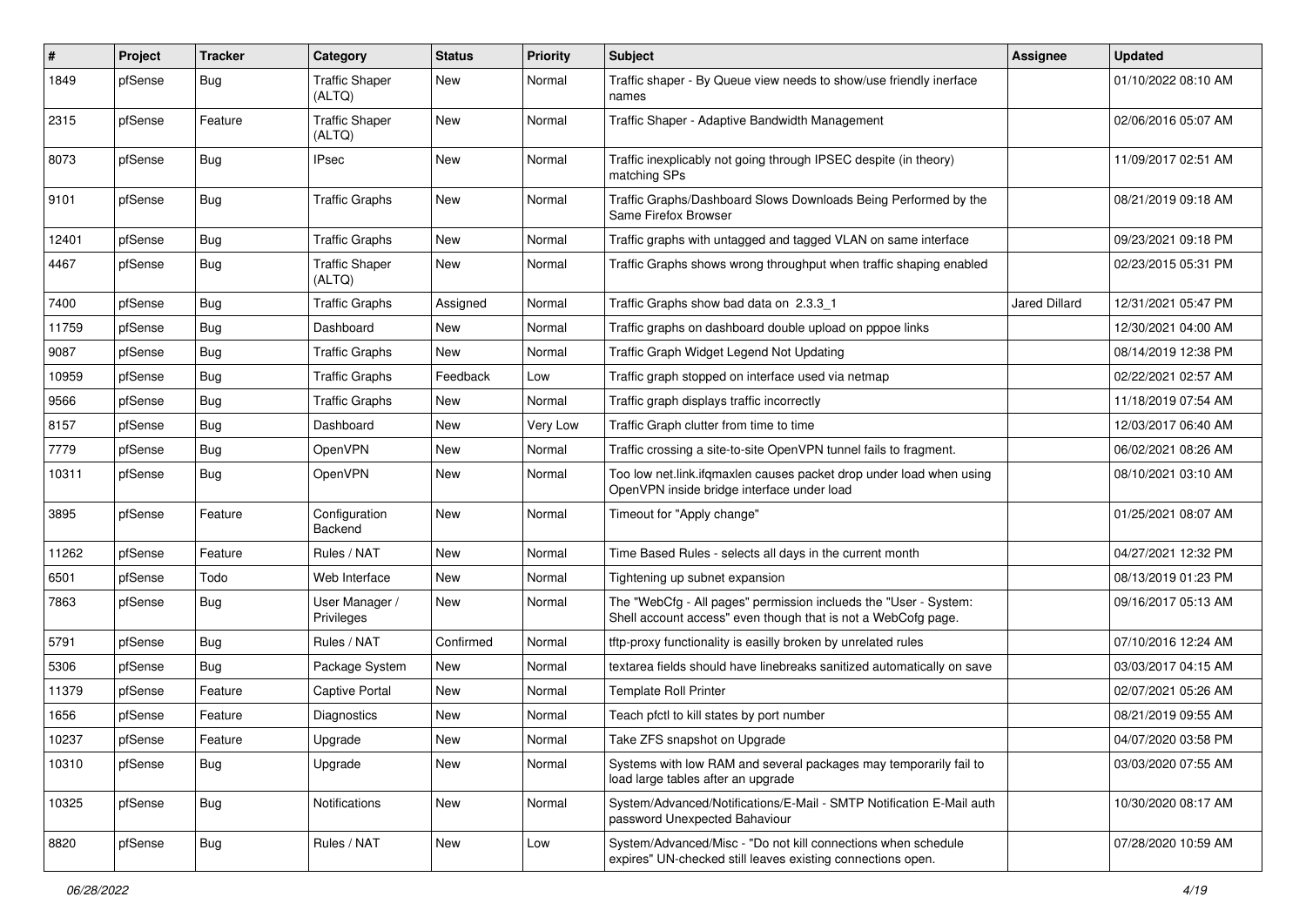| # | Project | Tracker | Category | Status | Priority | Subject | Assignee | Updated |
|---|---|---|---|---|---|---|---|---|
| 1849 | pfSense | Bug | Traffic Shaper (ALTQ) | New | Normal | Traffic shaper - By Queue view needs to show/use friendly inerface names | | 01/10/2022 08:10 AM |
| 2315 | pfSense | Feature | Traffic Shaper (ALTQ) | New | Normal | Traffic Shaper - Adaptive Bandwidth Management | | 02/06/2016 05:07 AM |
| 8073 | pfSense | Bug | IPsec | New | Normal | Traffic inexplicably not going through IPSEC despite (in theory) matching SPs | | 11/09/2017 02:51 AM |
| 9101 | pfSense | Bug | Traffic Graphs | New | Normal | Traffic Graphs/Dashboard Slows Downloads Being Performed by the Same Firefox Browser | | 08/21/2019 09:18 AM |
| 12401 | pfSense | Bug | Traffic Graphs | New | Normal | Traffic graphs with untagged and tagged VLAN on same interface | | 09/23/2021 09:18 PM |
| 4467 | pfSense | Bug | Traffic Shaper (ALTQ) | New | Normal | Traffic Graphs shows wrong throughput when traffic shaping enabled | | 02/23/2015 05:31 PM |
| 7400 | pfSense | Bug | Traffic Graphs | Assigned | Normal | Traffic Graphs show bad data on 2.3.3_1 | Jared Dillard | 12/31/2021 05:47 PM |
| 11759 | pfSense | Bug | Dashboard | New | Normal | Traffic graphs on dashboard double upload on pppoe links | | 12/30/2021 04:00 AM |
| 9087 | pfSense | Bug | Traffic Graphs | New | Normal | Traffic Graph Widget Legend Not Updating | | 08/14/2019 12:38 PM |
| 10959 | pfSense | Bug | Traffic Graphs | Feedback | Low | Traffic graph stopped on interface used via netmap | | 02/22/2021 02:57 AM |
| 9566 | pfSense | Bug | Traffic Graphs | New | Normal | Traffic graph displays traffic incorrectly | | 11/18/2019 07:54 AM |
| 8157 | pfSense | Bug | Dashboard | New | Very Low | Traffic Graph clutter from time to time | | 12/03/2017 06:40 AM |
| 7779 | pfSense | Bug | OpenVPN | New | Normal | Traffic crossing a site-to-site OpenVPN tunnel fails to fragment. | | 06/02/2021 08:26 AM |
| 10311 | pfSense | Bug | OpenVPN | New | Normal | Too low net.link.ifqmaxlen causes packet drop under load when using OpenVPN inside bridge interface under load | | 08/10/2021 03:10 AM |
| 3895 | pfSense | Feature | Configuration Backend | New | Normal | Timeout for "Apply change" | | 01/25/2021 08:07 AM |
| 11262 | pfSense | Feature | Rules / NAT | New | Normal | Time Based Rules - selects all days in the current month | | 04/27/2021 12:32 PM |
| 6501 | pfSense | Todo | Web Interface | New | Normal | Tightening up subnet expansion | | 08/13/2019 01:23 PM |
| 7863 | pfSense | Bug | User Manager / Privileges | New | Normal | The "WebCfg - All pages" permission inclueds the "User - System: Shell account access" even though that is not a WebCofg page. | | 09/16/2017 05:13 AM |
| 5791 | pfSense | Bug | Rules / NAT | Confirmed | Normal | tftp-proxy functionality is easilly broken by unrelated rules | | 07/10/2016 12:24 AM |
| 5306 | pfSense | Bug | Package System | New | Normal | textarea fields should have linebreaks sanitized automatically on save | | 03/03/2017 04:15 AM |
| 11379 | pfSense | Feature | Captive Portal | New | Normal | Template Roll Printer | | 02/07/2021 05:26 AM |
| 1656 | pfSense | Feature | Diagnostics | New | Normal | Teach pfctl to kill states by port number | | 08/21/2019 09:55 AM |
| 10237 | pfSense | Feature | Upgrade | New | Normal | Take ZFS snapshot on Upgrade | | 04/07/2020 03:58 PM |
| 10310 | pfSense | Bug | Upgrade | New | Normal | Systems with low RAM and several packages may temporarily fail to load large tables after an upgrade | | 03/03/2020 07:55 AM |
| 10325 | pfSense | Bug | Notifications | New | Normal | System/Advanced/Notifications/E-Mail - SMTP Notification E-Mail auth password Unexpected Bahaviour | | 10/30/2020 08:17 AM |
| 8820 | pfSense | Bug | Rules / NAT | New | Low | System/Advanced/Misc - "Do not kill connections when schedule expires" UN-checked still leaves existing connections open. | | 07/28/2020 10:59 AM |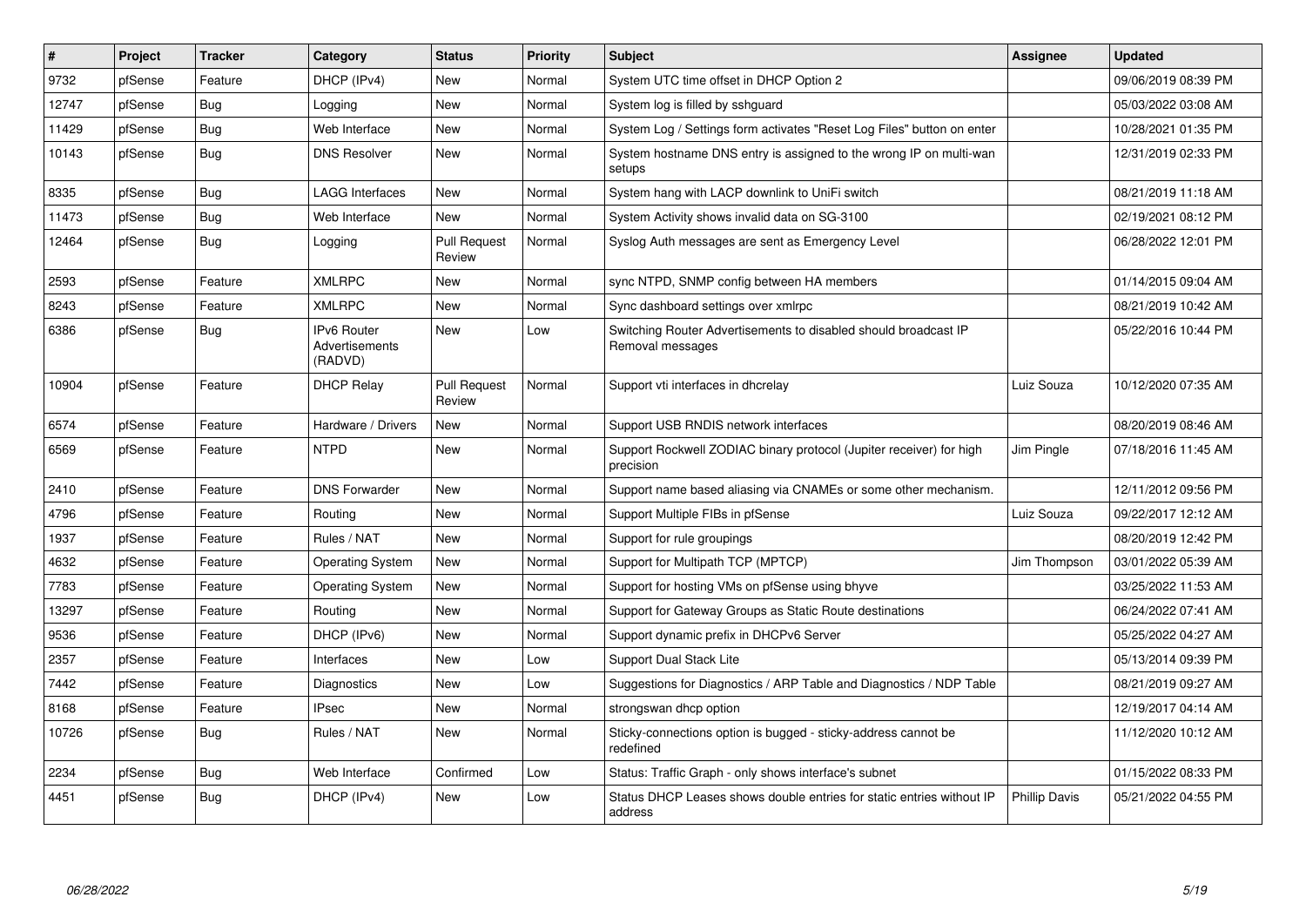| # | Project | Tracker | Category | Status | Priority | Subject | Assignee | Updated |
|---|---|---|---|---|---|---|---|---|
| 9732 | pfSense | Feature | DHCP (IPv4) | New | Normal | System UTC time offset in DHCP Option 2 | | 09/06/2019 08:39 PM |
| 12747 | pfSense | Bug | Logging | New | Normal | System log is filled by sshguard | | 05/03/2022 03:08 AM |
| 11429 | pfSense | Bug | Web Interface | New | Normal | System Log / Settings form activates "Reset Log Files" button on enter | | 10/28/2021 01:35 PM |
| 10143 | pfSense | Bug | DNS Resolver | New | Normal | System hostname DNS entry is assigned to the wrong IP on multi-wan setups | | 12/31/2019 02:33 PM |
| 8335 | pfSense | Bug | LAGG Interfaces | New | Normal | System hang with LACP downlink to UniFi switch | | 08/21/2019 11:18 AM |
| 11473 | pfSense | Bug | Web Interface | New | Normal | System Activity shows invalid data on SG-3100 | | 02/19/2021 08:12 PM |
| 12464 | pfSense | Bug | Logging | Pull Request Review | Normal | Syslog Auth messages are sent as Emergency Level | | 06/28/2022 12:01 PM |
| 2593 | pfSense | Feature | XMLRPC | New | Normal | sync NTPD, SNMP config between HA members | | 01/14/2015 09:04 AM |
| 8243 | pfSense | Feature | XMLRPC | New | Normal | Sync dashboard settings over xmlrpc | | 08/21/2019 10:42 AM |
| 6386 | pfSense | Bug | IPv6 Router Advertisements (RADVD) | New | Low | Switching Router Advertisements to disabled should broadcast IP Removal messages | | 05/22/2016 10:44 PM |
| 10904 | pfSense | Feature | DHCP Relay | Pull Request Review | Normal | Support vti interfaces in dhcrelay | Luiz Souza | 10/12/2020 07:35 AM |
| 6574 | pfSense | Feature | Hardware / Drivers | New | Normal | Support USB RNDIS network interfaces | | 08/20/2019 08:46 AM |
| 6569 | pfSense | Feature | NTPD | New | Normal | Support Rockwell ZODIAC binary protocol (Jupiter receiver) for high precision | Jim Pingle | 07/18/2016 11:45 AM |
| 2410 | pfSense | Feature | DNS Forwarder | New | Normal | Support name based aliasing via CNAMEs or some other mechanism. | | 12/11/2012 09:56 PM |
| 4796 | pfSense | Feature | Routing | New | Normal | Support Multiple FIBs in pfSense | Luiz Souza | 09/22/2017 12:12 AM |
| 1937 | pfSense | Feature | Rules / NAT | New | Normal | Support for rule groupings | | 08/20/2019 12:42 PM |
| 4632 | pfSense | Feature | Operating System | New | Normal | Support for Multipath TCP (MPTCP) | Jim Thompson | 03/01/2022 05:39 AM |
| 7783 | pfSense | Feature | Operating System | New | Normal | Support for hosting VMs on pfSense using bhyve | | 03/25/2022 11:53 AM |
| 13297 | pfSense | Feature | Routing | New | Normal | Support for Gateway Groups as Static Route destinations | | 06/24/2022 07:41 AM |
| 9536 | pfSense | Feature | DHCP (IPv6) | New | Normal | Support dynamic prefix in DHCPv6 Server | | 05/25/2022 04:27 AM |
| 2357 | pfSense | Feature | Interfaces | New | Low | Support Dual Stack Lite | | 05/13/2014 09:39 PM |
| 7442 | pfSense | Feature | Diagnostics | New | Low | Suggestions for Diagnostics / ARP Table and Diagnostics / NDP Table | | 08/21/2019 09:27 AM |
| 8168 | pfSense | Feature | IPsec | New | Normal | strongswan dhcp option | | 12/19/2017 04:14 AM |
| 10726 | pfSense | Bug | Rules / NAT | New | Normal | Sticky-connections option is bugged - sticky-address cannot be redefined | | 11/12/2020 10:12 AM |
| 2234 | pfSense | Bug | Web Interface | Confirmed | Low | Status: Traffic Graph - only shows interface's subnet | | 01/15/2022 08:33 PM |
| 4451 | pfSense | Bug | DHCP (IPv4) | New | Low | Status DHCP Leases shows double entries for static entries without IP address | Phillip Davis | 05/21/2022 04:55 PM |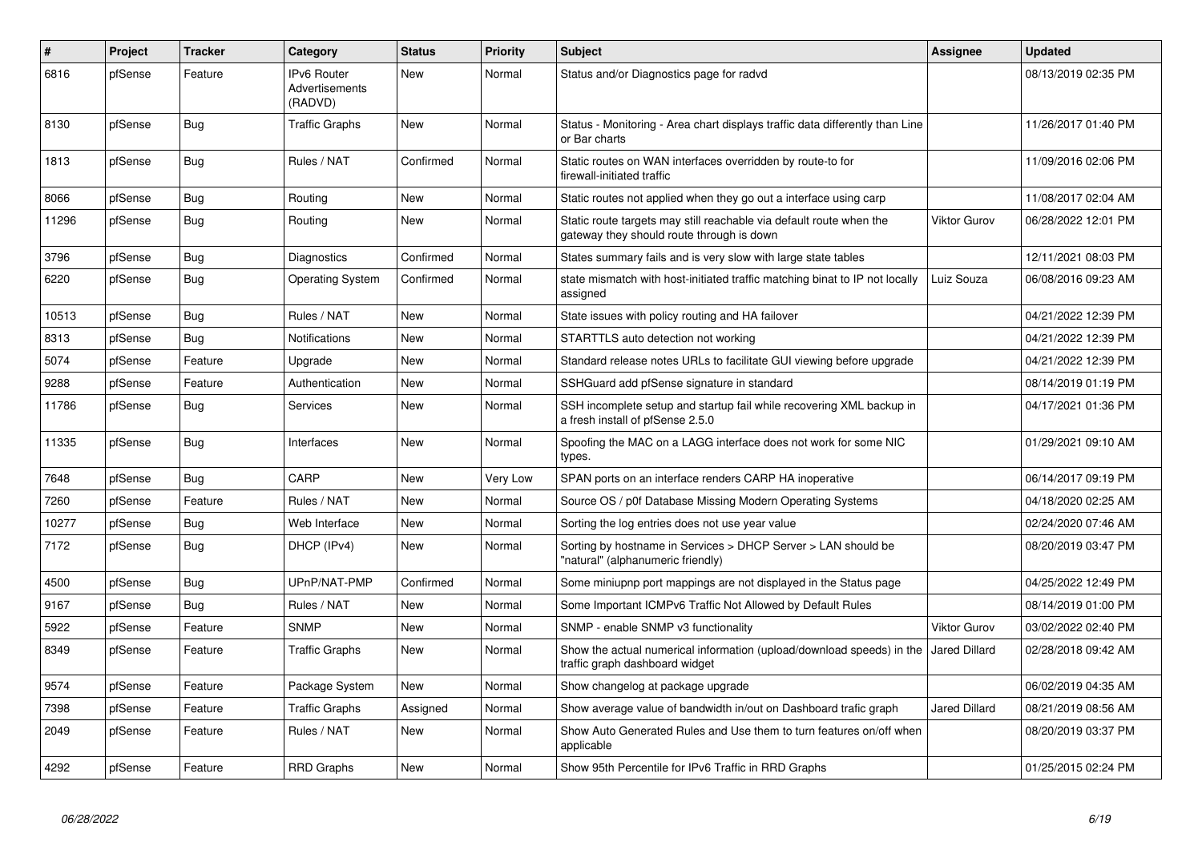| # | Project | Tracker | Category | Status | Priority | Subject | Assignee | Updated |
|---|---|---|---|---|---|---|---|---|
| 6816 | pfSense | Feature | IPv6 Router Advertisements (RADVD) | New | Normal | Status and/or Diagnostics page for radvd | | 08/13/2019 02:35 PM |
| 8130 | pfSense | Bug | Traffic Graphs | New | Normal | Status - Monitoring - Area chart displays traffic data differently than Line or Bar charts | | 11/26/2017 01:40 PM |
| 1813 | pfSense | Bug | Rules / NAT | Confirmed | Normal | Static routes on WAN interfaces overridden by route-to for firewall-initiated traffic | | 11/09/2016 02:06 PM |
| 8066 | pfSense | Bug | Routing | New | Normal | Static routes not applied when they go out a interface using carp | | 11/08/2017 02:04 AM |
| 11296 | pfSense | Bug | Routing | New | Normal | Static route targets may still reachable via default route when the gateway they should route through is down | Viktor Gurov | 06/28/2022 12:01 PM |
| 3796 | pfSense | Bug | Diagnostics | Confirmed | Normal | States summary fails and is very slow with large state tables | | 12/11/2021 08:03 PM |
| 6220 | pfSense | Bug | Operating System | Confirmed | Normal | state mismatch with host-initiated traffic matching binat to IP not locally assigned | Luiz Souza | 06/08/2016 09:23 AM |
| 10513 | pfSense | Bug | Rules / NAT | New | Normal | State issues with policy routing and HA failover | | 04/21/2022 12:39 PM |
| 8313 | pfSense | Bug | Notifications | New | Normal | STARTTLS auto detection not working | | 04/21/2022 12:39 PM |
| 5074 | pfSense | Feature | Upgrade | New | Normal | Standard release notes URLs to facilitate GUI viewing before upgrade | | 04/21/2022 12:39 PM |
| 9288 | pfSense | Feature | Authentication | New | Normal | SSHGuard add pfSense signature in standard | | 08/14/2019 01:19 PM |
| 11786 | pfSense | Bug | Services | New | Normal | SSH incomplete setup and startup fail while recovering XML backup in a fresh install of pfSense 2.5.0 | | 04/17/2021 01:36 PM |
| 11335 | pfSense | Bug | Interfaces | New | Normal | Spoofing the MAC on a LAGG interface does not work for some NIC types. | | 01/29/2021 09:10 AM |
| 7648 | pfSense | Bug | CARP | New | Very Low | SPAN ports on an interface renders CARP HA inoperative | | 06/14/2017 09:19 PM |
| 7260 | pfSense | Feature | Rules / NAT | New | Normal | Source OS / p0f Database Missing Modern Operating Systems | | 04/18/2020 02:25 AM |
| 10277 | pfSense | Bug | Web Interface | New | Normal | Sorting the log entries does not use year value | | 02/24/2020 07:46 AM |
| 7172 | pfSense | Bug | DHCP (IPv4) | New | Normal | Sorting by hostname in Services > DHCP Server > LAN should be "natural" (alphanumeric friendly) | | 08/20/2019 03:47 PM |
| 4500 | pfSense | Bug | UPnP/NAT-PMP | Confirmed | Normal | Some miniupnp port mappings are not displayed in the Status page | | 04/25/2022 12:49 PM |
| 9167 | pfSense | Bug | Rules / NAT | New | Normal | Some Important ICMPv6 Traffic Not Allowed by Default Rules | | 08/14/2019 01:00 PM |
| 5922 | pfSense | Feature | SNMP | New | Normal | SNMP - enable SNMP v3 functionality | Viktor Gurov | 03/02/2022 02:40 PM |
| 8349 | pfSense | Feature | Traffic Graphs | New | Normal | Show the actual numerical information (upload/download speeds) in the traffic graph dashboard widget | Jared Dillard | 02/28/2018 09:42 AM |
| 9574 | pfSense | Feature | Package System | New | Normal | Show changelog at package upgrade | | 06/02/2019 04:35 AM |
| 7398 | pfSense | Feature | Traffic Graphs | Assigned | Normal | Show average value of bandwidth in/out on Dashboard trafic graph | Jared Dillard | 08/21/2019 08:56 AM |
| 2049 | pfSense | Feature | Rules / NAT | New | Normal | Show Auto Generated Rules and Use them to turn features on/off when applicable | | 08/20/2019 03:37 PM |
| 4292 | pfSense | Feature | RRD Graphs | New | Normal | Show 95th Percentile for IPv6 Traffic in RRD Graphs | | 01/25/2015 02:24 PM |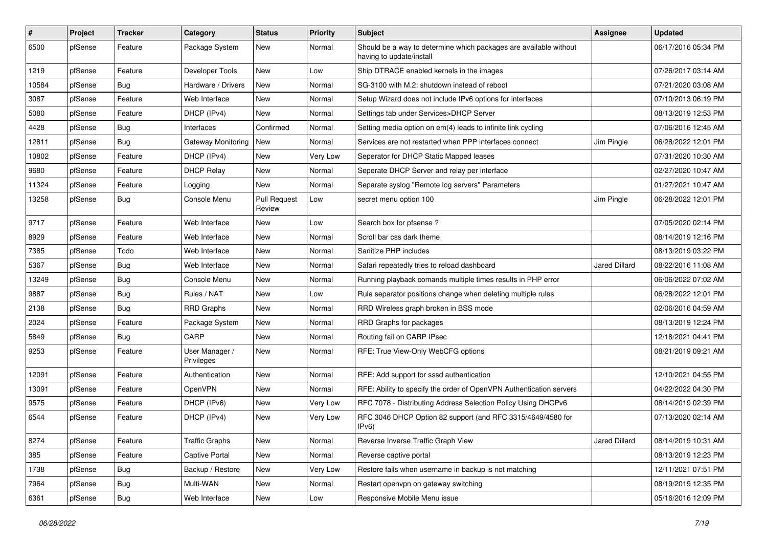| # | Project | Tracker | Category | Status | Priority | Subject | Assignee | Updated |
|---|---|---|---|---|---|---|---|---|
| 6500 | pfSense | Feature | Package System | New | Normal | Should be a way to determine which packages are available without having to update/install | | 06/17/2016 05:34 PM |
| 1219 | pfSense | Feature | Developer Tools | New | Low | Ship DTRACE enabled kernels in the images | | 07/26/2017 03:14 AM |
| 10584 | pfSense | Bug | Hardware / Drivers | New | Normal | SG-3100 with M.2: shutdown instead of reboot | | 07/21/2020 03:08 AM |
| 3087 | pfSense | Feature | Web Interface | New | Normal | Setup Wizard does not include IPv6 options for interfaces | | 07/10/2013 06:19 PM |
| 5080 | pfSense | Feature | DHCP (IPv4) | New | Normal | Settings tab under Services>DHCP Server | | 08/13/2019 12:53 PM |
| 4428 | pfSense | Bug | Interfaces | Confirmed | Normal | Setting media option on em(4) leads to infinite link cycling | | 07/06/2016 12:45 AM |
| 12811 | pfSense | Bug | Gateway Monitoring | New | Normal | Services are not restarted when PPP interfaces connect | Jim Pingle | 06/28/2022 12:01 PM |
| 10802 | pfSense | Feature | DHCP (IPv4) | New | Very Low | Seperator for DHCP Static Mapped leases | | 07/31/2020 10:30 AM |
| 9680 | pfSense | Feature | DHCP Relay | New | Normal | Seperate DHCP Server and relay per interface | | 02/27/2020 10:47 AM |
| 11324 | pfSense | Feature | Logging | New | Normal | Separate syslog "Remote log servers" Parameters | | 01/27/2021 10:47 AM |
| 13258 | pfSense | Bug | Console Menu | Pull Request Review | Low | secret menu option 100 | Jim Pingle | 06/28/2022 12:01 PM |
| 9717 | pfSense | Feature | Web Interface | New | Low | Search box for pfsense ? | | 07/05/2020 02:14 PM |
| 8929 | pfSense | Feature | Web Interface | New | Normal | Scroll bar css dark theme | | 08/14/2019 12:16 PM |
| 7385 | pfSense | Todo | Web Interface | New | Normal | Sanitize PHP includes | | 08/13/2019 03:22 PM |
| 5367 | pfSense | Bug | Web Interface | New | Normal | Safari repeatedly tries to reload dashboard | Jared Dillard | 08/22/2016 11:08 AM |
| 13249 | pfSense | Bug | Console Menu | New | Normal | Running playback comands multiple times results in PHP error | | 06/06/2022 07:02 AM |
| 9887 | pfSense | Bug | Rules / NAT | New | Low | Rule separator positions change when deleting multiple rules | | 06/28/2022 12:01 PM |
| 2138 | pfSense | Bug | RRD Graphs | New | Normal | RRD Wireless graph broken in BSS mode | | 02/06/2016 04:59 AM |
| 2024 | pfSense | Feature | Package System | New | Normal | RRD Graphs for packages | | 08/13/2019 12:24 PM |
| 5849 | pfSense | Bug | CARP | New | Normal | Routing fail on CARP IPsec | | 12/18/2021 04:41 PM |
| 9253 | pfSense | Feature | User Manager / Privileges | New | Normal | RFE: True View-Only WebCFG options | | 08/21/2019 09:21 AM |
| 12091 | pfSense | Feature | Authentication | New | Normal | RFE: Add support for sssd authentication | | 12/10/2021 04:55 PM |
| 13091 | pfSense | Feature | OpenVPN | New | Normal | RFE: Ability to specify the order of OpenVPN Authentication servers | | 04/22/2022 04:30 PM |
| 9575 | pfSense | Feature | DHCP (IPv6) | New | Very Low | RFC 7078 - Distributing Address Selection Policy Using DHCPv6 | | 08/14/2019 02:39 PM |
| 6544 | pfSense | Feature | DHCP (IPv4) | New | Very Low | RFC 3046 DHCP Option 82 support (and RFC 3315/4649/4580 for IPv6) | | 07/13/2020 02:14 AM |
| 8274 | pfSense | Feature | Traffic Graphs | New | Normal | Reverse Inverse Traffic Graph View | Jared Dillard | 08/14/2019 10:31 AM |
| 385 | pfSense | Feature | Captive Portal | New | Normal | Reverse captive portal | | 08/13/2019 12:23 PM |
| 1738 | pfSense | Bug | Backup / Restore | New | Very Low | Restore fails when username in backup is not matching | | 12/11/2021 07:51 PM |
| 7964 | pfSense | Bug | Multi-WAN | New | Normal | Restart openvpn on gateway switching | | 08/19/2019 12:35 PM |
| 6361 | pfSense | Bug | Web Interface | New | Low | Responsive Mobile Menu issue | | 05/16/2016 12:09 PM |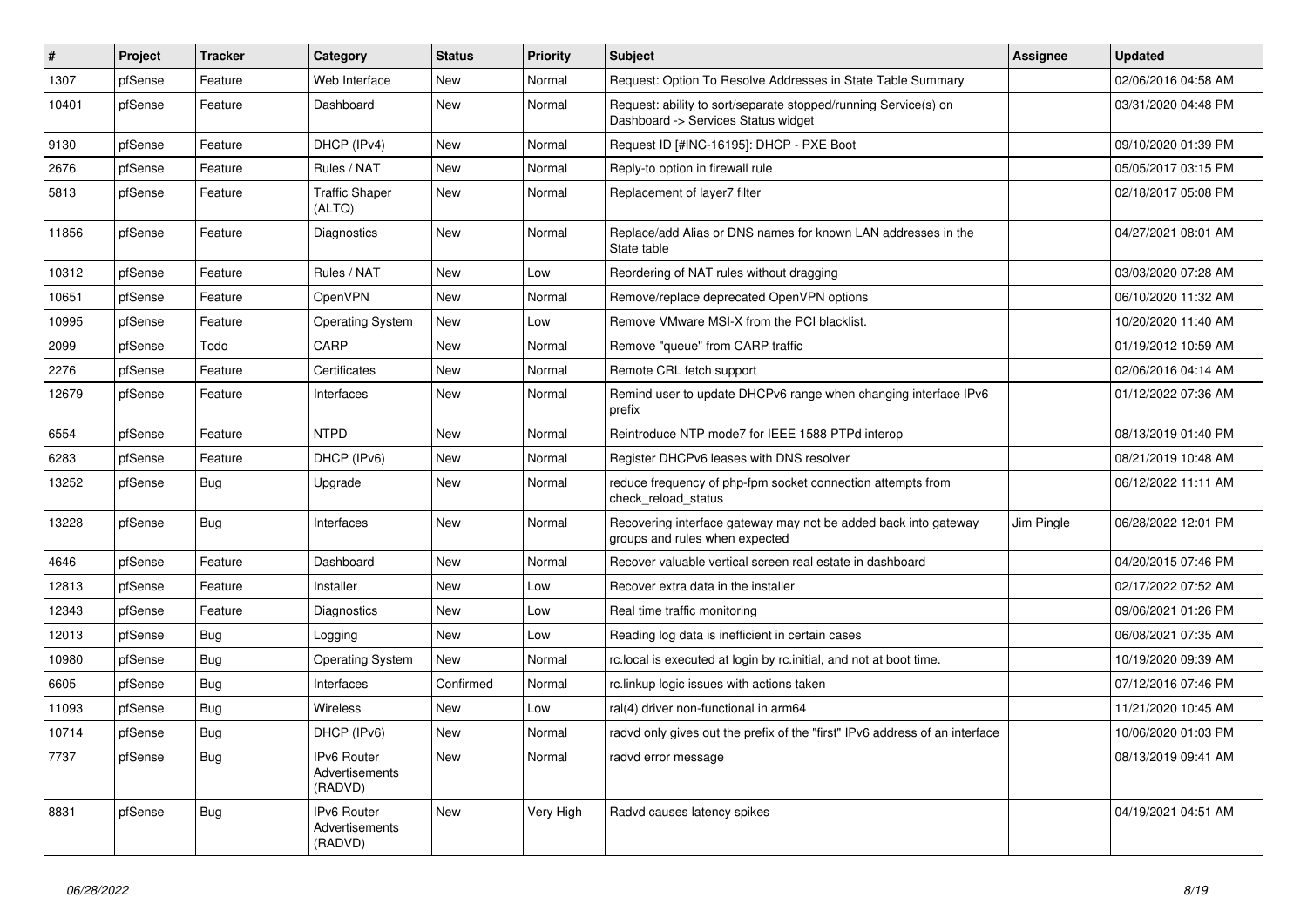| # | Project | Tracker | Category | Status | Priority | Subject | Assignee | Updated |
|---|---|---|---|---|---|---|---|---|
| 1307 | pfSense | Feature | Web Interface | New | Normal | Request: Option To Resolve Addresses in State Table Summary | | 02/06/2016 04:58 AM |
| 10401 | pfSense | Feature | Dashboard | New | Normal | Request: ability to sort/separate stopped/running Service(s) on Dashboard -> Services Status widget | | 03/31/2020 04:48 PM |
| 9130 | pfSense | Feature | DHCP (IPv4) | New | Normal | Request ID [#INC-16195]: DHCP - PXE Boot | | 09/10/2020 01:39 PM |
| 2676 | pfSense | Feature | Rules / NAT | New | Normal | Reply-to option in firewall rule | | 05/05/2017 03:15 PM |
| 5813 | pfSense | Feature | Traffic Shaper (ALTQ) | New | Normal | Replacement of layer7 filter | | 02/18/2017 05:08 PM |
| 11856 | pfSense | Feature | Diagnostics | New | Normal | Replace/add Alias or DNS names for known LAN addresses in the State table | | 04/27/2021 08:01 AM |
| 10312 | pfSense | Feature | Rules / NAT | New | Low | Reordering of NAT rules without dragging | | 03/03/2020 07:28 AM |
| 10651 | pfSense | Feature | OpenVPN | New | Normal | Remove/replace deprecated OpenVPN options | | 06/10/2020 11:32 AM |
| 10995 | pfSense | Feature | Operating System | New | Low | Remove VMware MSI-X from the PCI blacklist. | | 10/20/2020 11:40 AM |
| 2099 | pfSense | Todo | CARP | New | Normal | Remove "queue" from CARP traffic | | 01/19/2012 10:59 AM |
| 2276 | pfSense | Feature | Certificates | New | Normal | Remote CRL fetch support | | 02/06/2016 04:14 AM |
| 12679 | pfSense | Feature | Interfaces | New | Normal | Remind user to update DHCPv6 range when changing interface IPv6 prefix | | 01/12/2022 07:36 AM |
| 6554 | pfSense | Feature | NTPD | New | Normal | Reintroduce NTP mode7 for IEEE 1588 PTPd interop | | 08/13/2019 01:40 PM |
| 6283 | pfSense | Feature | DHCP (IPv6) | New | Normal | Register DHCPv6 leases with DNS resolver | | 08/21/2019 10:48 AM |
| 13252 | pfSense | Bug | Upgrade | New | Normal | reduce frequency of php-fpm socket connection attempts from check_reload_status | | 06/12/2022 11:11 AM |
| 13228 | pfSense | Bug | Interfaces | New | Normal | Recovering interface gateway may not be added back into gateway groups and rules when expected | Jim Pingle | 06/28/2022 12:01 PM |
| 4646 | pfSense | Feature | Dashboard | New | Normal | Recover valuable vertical screen real estate in dashboard | | 04/20/2015 07:46 PM |
| 12813 | pfSense | Feature | Installer | New | Low | Recover extra data in the installer | | 02/17/2022 07:52 AM |
| 12343 | pfSense | Feature | Diagnostics | New | Low | Real time traffic monitoring | | 09/06/2021 01:26 PM |
| 12013 | pfSense | Bug | Logging | New | Low | Reading log data is inefficient in certain cases | | 06/08/2021 07:35 AM |
| 10980 | pfSense | Bug | Operating System | New | Normal | rc.local is executed at login by rc.initial, and not at boot time. | | 10/19/2020 09:39 AM |
| 6605 | pfSense | Bug | Interfaces | Confirmed | Normal | rc.linkup logic issues with actions taken | | 07/12/2016 07:46 PM |
| 11093 | pfSense | Bug | Wireless | New | Low | ral(4) driver non-functional in arm64 | | 11/21/2020 10:45 AM |
| 10714 | pfSense | Bug | DHCP (IPv6) | New | Normal | radvd only gives out the prefix of the "first" IPv6 address of an interface | | 10/06/2020 01:03 PM |
| 7737 | pfSense | Bug | IPv6 Router Advertisements (RADVD) | New | Normal | radvd error message | | 08/13/2019 09:41 AM |
| 8831 | pfSense | Bug | IPv6 Router Advertisements (RADVD) | New | Very High | Radvd causes latency spikes | | 04/19/2021 04:51 AM |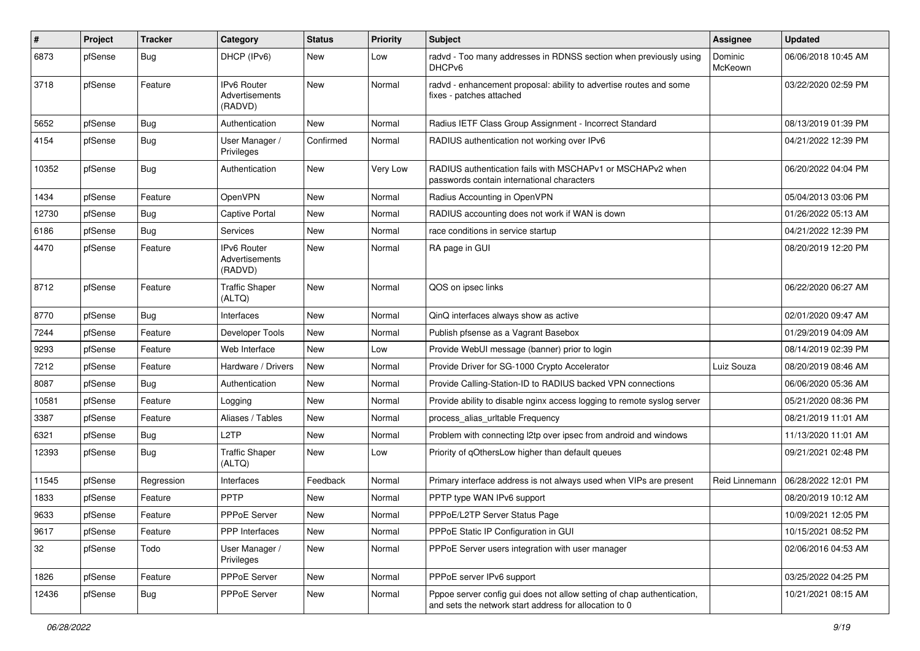| # | Project | Tracker | Category | Status | Priority | Subject | Assignee | Updated |
|---|---|---|---|---|---|---|---|---|
| 6873 | pfSense | Bug | DHCP (IPv6) | New | Low | radvd - Too many addresses in RDNSS section when previously using DHCPv6 | Dominic McKeown | 06/06/2018 10:45 AM |
| 3718 | pfSense | Feature | IPv6 Router Advertisements (RADVD) | New | Normal | radvd - enhancement proposal: ability to advertise routes and some fixes - patches attached | | 03/22/2020 02:59 PM |
| 5652 | pfSense | Bug | Authentication | New | Normal | Radius IETF Class Group Assignment - Incorrect Standard | | 08/13/2019 01:39 PM |
| 4154 | pfSense | Bug | User Manager / Privileges | Confirmed | Normal | RADIUS authentication not working over IPv6 | | 04/21/2022 12:39 PM |
| 10352 | pfSense | Bug | Authentication | New | Very Low | RADIUS authentication fails with MSCHAPv1 or MSCHAPv2 when passwords contain international characters | | 06/20/2022 04:04 PM |
| 1434 | pfSense | Feature | OpenVPN | New | Normal | Radius Accounting in OpenVPN | | 05/04/2013 03:06 PM |
| 12730 | pfSense | Bug | Captive Portal | New | Normal | RADIUS accounting does not work if WAN is down | | 01/26/2022 05:13 AM |
| 6186 | pfSense | Bug | Services | New | Normal | race conditions in service startup | | 04/21/2022 12:39 PM |
| 4470 | pfSense | Feature | IPv6 Router Advertisements (RADVD) | New | Normal | RA page in GUI | | 08/20/2019 12:20 PM |
| 8712 | pfSense | Feature | Traffic Shaper (ALTQ) | New | Normal | QOS on ipsec links | | 06/22/2020 06:27 AM |
| 8770 | pfSense | Bug | Interfaces | New | Normal | QinQ interfaces always show as active | | 02/01/2020 09:47 AM |
| 7244 | pfSense | Feature | Developer Tools | New | Normal | Publish pfsense as a Vagrant Basebox | | 01/29/2019 04:09 AM |
| 9293 | pfSense | Feature | Web Interface | New | Low | Provide WebUI message (banner) prior to login | | 08/14/2019 02:39 PM |
| 7212 | pfSense | Feature | Hardware / Drivers | New | Normal | Provide Driver for SG-1000 Crypto Accelerator | Luiz Souza | 08/20/2019 08:46 AM |
| 8087 | pfSense | Bug | Authentication | New | Normal | Provide Calling-Station-ID to RADIUS backed VPN connections | | 06/06/2020 05:36 AM |
| 10581 | pfSense | Feature | Logging | New | Normal | Provide ability to disable nginx access logging to remote syslog server | | 05/21/2020 08:36 PM |
| 3387 | pfSense | Feature | Aliases / Tables | New | Normal | process_alias_urltable Frequency | | 08/21/2019 11:01 AM |
| 6321 | pfSense | Bug | L2TP | New | Normal | Problem with connecting l2tp over ipsec from android and windows | | 11/13/2020 11:01 AM |
| 12393 | pfSense | Bug | Traffic Shaper (ALTQ) | New | Low | Priority of qOthersLow higher than default queues | | 09/21/2021 02:48 PM |
| 11545 | pfSense | Regression | Interfaces | Feedback | Normal | Primary interface address is not always used when VIPs are present | Reid Linnemann | 06/28/2022 12:01 PM |
| 1833 | pfSense | Feature | PPTP | New | Normal | PPTP type WAN IPv6 support | | 08/20/2019 10:12 AM |
| 9633 | pfSense | Feature | PPPoE Server | New | Normal | PPPoE/L2TP Server Status Page | | 10/09/2021 12:05 PM |
| 9617 | pfSense | Feature | PPP Interfaces | New | Normal | PPPoE Static IP Configuration in GUI | | 10/15/2021 08:52 PM |
| 32 | pfSense | Todo | User Manager / Privileges | New | Normal | PPPoE Server users integration with user manager | | 02/06/2016 04:53 AM |
| 1826 | pfSense | Feature | PPPoE Server | New | Normal | PPPoE server IPv6 support | | 03/25/2022 04:25 PM |
| 12436 | pfSense | Bug | PPPoE Server | New | Normal | Pppoe server config gui does not allow setting of chap authentication, and sets the network start address for allocation to 0 | | 10/21/2021 08:15 AM |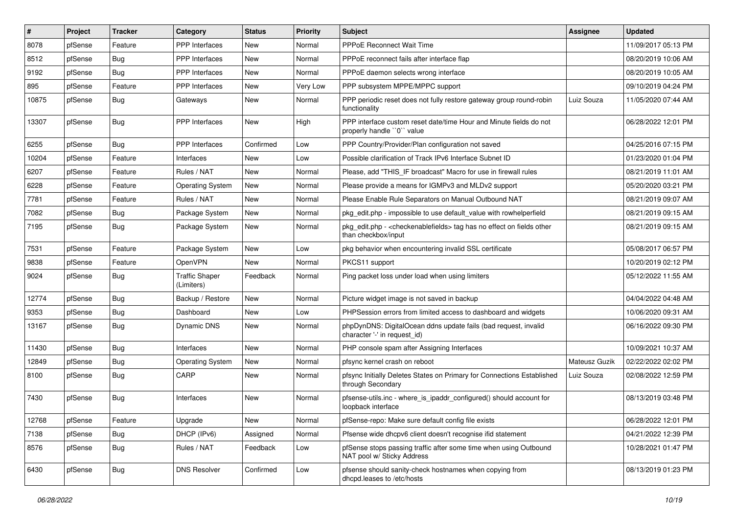| # | Project | Tracker | Category | Status | Priority | Subject | Assignee | Updated |
|---|---|---|---|---|---|---|---|---|
| 8078 | pfSense | Feature | PPP Interfaces | New | Normal | PPPoE Reconnect Wait Time | | 11/09/2017 05:13 PM |
| 8512 | pfSense | Bug | PPP Interfaces | New | Normal | PPPoE reconnect fails after interface flap | | 08/20/2019 10:06 AM |
| 9192 | pfSense | Bug | PPP Interfaces | New | Normal | PPPoE daemon selects wrong interface | | 08/20/2019 10:05 AM |
| 895 | pfSense | Feature | PPP Interfaces | New | Very Low | PPP subsystem MPPE/MPPC support | | 09/10/2019 04:24 PM |
| 10875 | pfSense | Bug | Gateways | New | Normal | PPP periodic reset does not fully restore gateway group round-robin functionality | Luiz Souza | 11/05/2020 07:44 AM |
| 13307 | pfSense | Bug | PPP Interfaces | New | High | PPP interface custom reset date/time Hour and Minute fields do not properly handle ``0`` value | | 06/28/2022 12:01 PM |
| 6255 | pfSense | Bug | PPP Interfaces | Confirmed | Low | PPP Country/Provider/Plan configuration not saved | | 04/25/2016 07:15 PM |
| 10204 | pfSense | Feature | Interfaces | New | Low | Possible clarification of Track IPv6 Interface Subnet ID | | 01/23/2020 01:04 PM |
| 6207 | pfSense | Feature | Rules / NAT | New | Normal | Please, add "THIS_IF broadcast" Macro for use in firewall rules | | 08/21/2019 11:01 AM |
| 6228 | pfSense | Feature | Operating System | New | Normal | Please provide a means for IGMPv3 and MLDv2 support | | 05/20/2020 03:21 PM |
| 7781 | pfSense | Feature | Rules / NAT | New | Normal | Please Enable Rule Separators on Manual Outbound NAT | | 08/21/2019 09:07 AM |
| 7082 | pfSense | Bug | Package System | New | Normal | pkg_edit.php - impossible to use default_value with rowhelperfield | | 08/21/2019 09:15 AM |
| 7195 | pfSense | Bug | Package System | New | Normal | pkg_edit.php - <checkenablefields> tag has no effect on fields other than checkbox/input | | 08/21/2019 09:15 AM |
| 7531 | pfSense | Feature | Package System | New | Low | pkg behavior when encountering invalid SSL certificate | | 05/08/2017 06:57 PM |
| 9838 | pfSense | Feature | OpenVPN | New | Normal | PKCS11 support | | 10/20/2019 02:12 PM |
| 9024 | pfSense | Bug | Traffic Shaper (Limiters) | Feedback | Normal | Ping packet loss under load when using limiters | | 05/12/2022 11:55 AM |
| 12774 | pfSense | Bug | Backup / Restore | New | Normal | Picture widget image is not saved in backup | | 04/04/2022 04:48 AM |
| 9353 | pfSense | Bug | Dashboard | New | Low | PHPSession errors from limited access to dashboard and widgets | | 10/06/2020 09:31 AM |
| 13167 | pfSense | Bug | Dynamic DNS | New | Normal | phpDynDNS: DigitalOcean ddns update fails (bad request, invalid character '-' in request_id) | | 06/16/2022 09:30 PM |
| 11430 | pfSense | Bug | Interfaces | New | Normal | PHP console spam after Assigning Interfaces | | 10/09/2021 10:37 AM |
| 12849 | pfSense | Bug | Operating System | New | Normal | pfsync kernel crash on reboot | Mateusz Guzik | 02/22/2022 02:02 PM |
| 8100 | pfSense | Bug | CARP | New | Normal | pfsync Initially Deletes States on Primary for Connections Established through Secondary | Luiz Souza | 02/08/2022 12:59 PM |
| 7430 | pfSense | Bug | Interfaces | New | Normal | pfsense-utils.inc - where_is_ipaddr_configured() should account for loopback interface | | 08/13/2019 03:48 PM |
| 12768 | pfSense | Feature | Upgrade | New | Normal | pfSense-repo: Make sure default config file exists | | 06/28/2022 12:01 PM |
| 7138 | pfSense | Bug | DHCP (IPv6) | Assigned | Normal | Pfsense wide dhcpv6 client doesn't recognise ifid statement | | 04/21/2022 12:39 PM |
| 8576 | pfSense | Bug | Rules / NAT | Feedback | Low | pfSense stops passing traffic after some time when using Outbound NAT pool w/ Sticky Address | | 10/28/2021 01:47 PM |
| 6430 | pfSense | Bug | DNS Resolver | Confirmed | Low | pfsense should sanity-check hostnames when copying from dhcpd.leases to /etc/hosts | | 08/13/2019 01:23 PM |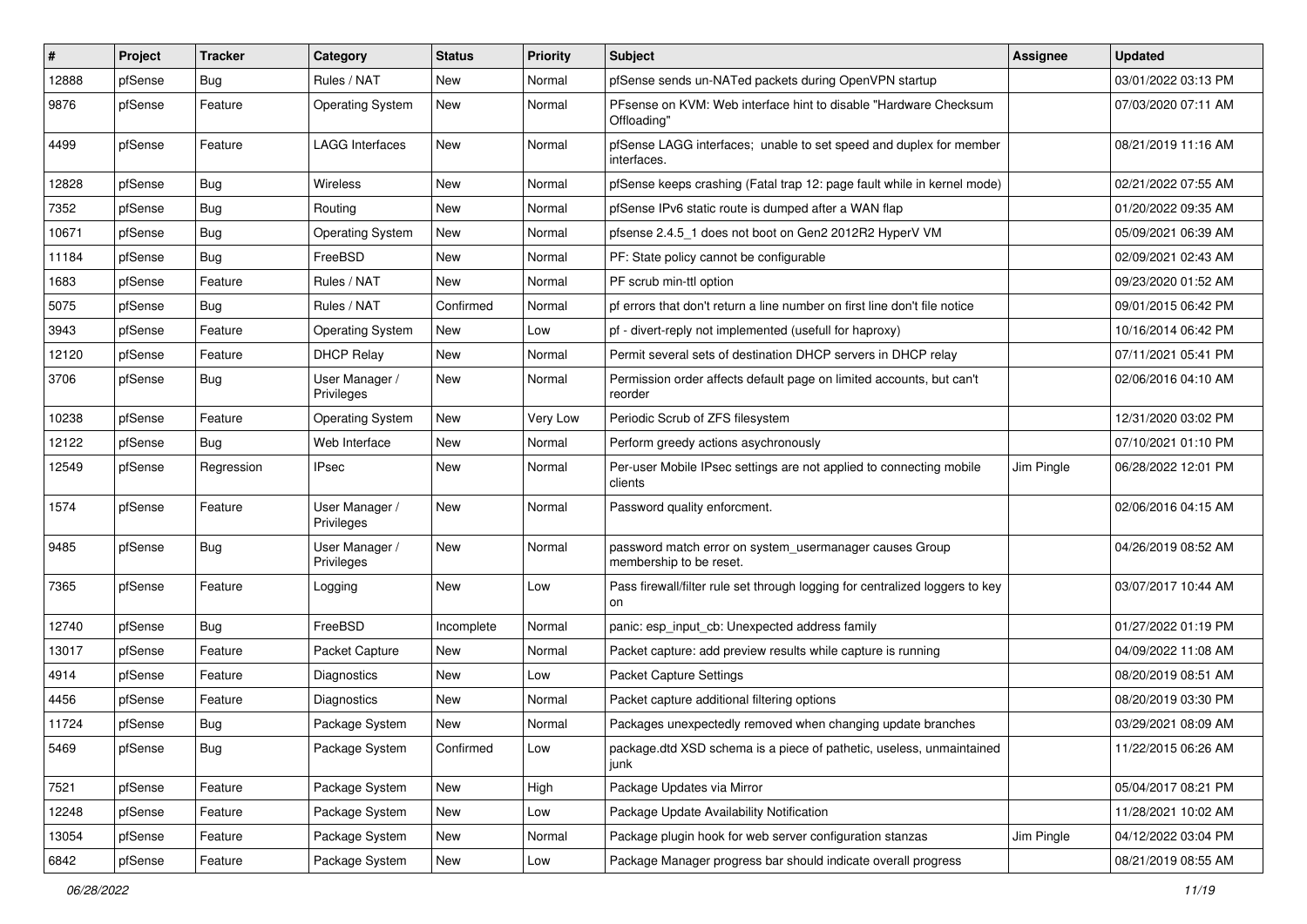| # | Project | Tracker | Category | Status | Priority | Subject | Assignee | Updated |
|---|---|---|---|---|---|---|---|---|
| 12888 | pfSense | Bug | Rules / NAT | New | Normal | pfSense sends un-NATed packets during OpenVPN startup | | 03/01/2022 03:13 PM |
| 9876 | pfSense | Feature | Operating System | New | Normal | PFsense on KVM: Web interface hint to disable "Hardware Checksum Offloading" | | 07/03/2020 07:11 AM |
| 4499 | pfSense | Feature | LAGG Interfaces | New | Normal | pfSense LAGG interfaces; unable to set speed and duplex for member interfaces. | | 08/21/2019 11:16 AM |
| 12828 | pfSense | Bug | Wireless | New | Normal | pfSense keeps crashing (Fatal trap 12: page fault while in kernel mode) | | 02/21/2022 07:55 AM |
| 7352 | pfSense | Bug | Routing | New | Normal | pfSense IPv6 static route is dumped after a WAN flap | | 01/20/2022 09:35 AM |
| 10671 | pfSense | Bug | Operating System | New | Normal | pfsense 2.4.5_1 does not boot on Gen2 2012R2 HyperV VM | | 05/09/2021 06:39 AM |
| 11184 | pfSense | Bug | FreeBSD | New | Normal | PF: State policy cannot be configurable | | 02/09/2021 02:43 AM |
| 1683 | pfSense | Feature | Rules / NAT | New | Normal | PF scrub min-ttl option | | 09/23/2020 01:52 AM |
| 5075 | pfSense | Bug | Rules / NAT | Confirmed | Normal | pf errors that don't return a line number on first line don't file notice | | 09/01/2015 06:42 PM |
| 3943 | pfSense | Feature | Operating System | New | Low | pf - divert-reply not implemented (usefull for haproxy) | | 10/16/2014 06:42 PM |
| 12120 | pfSense | Feature | DHCP Relay | New | Normal | Permit several sets of destination DHCP servers in DHCP relay | | 07/11/2021 05:41 PM |
| 3706 | pfSense | Bug | User Manager / Privileges | New | Normal | Permission order affects default page on limited accounts, but can't reorder | | 02/06/2016 04:10 AM |
| 10238 | pfSense | Feature | Operating System | New | Very Low | Periodic Scrub of ZFS filesystem | | 12/31/2020 03:02 PM |
| 12122 | pfSense | Bug | Web Interface | New | Normal | Perform greedy actions asychronously | | 07/10/2021 01:10 PM |
| 12549 | pfSense | Regression | IPsec | New | Normal | Per-user Mobile IPsec settings are not applied to connecting mobile clients | Jim Pingle | 06/28/2022 12:01 PM |
| 1574 | pfSense | Feature | User Manager / Privileges | New | Normal | Password quality enforcment. | | 02/06/2016 04:15 AM |
| 9485 | pfSense | Bug | User Manager / Privileges | New | Normal | password match error on system_usermanager causes Group membership to be reset. | | 04/26/2019 08:52 AM |
| 7365 | pfSense | Feature | Logging | New | Low | Pass firewall/filter rule set through logging for centralized loggers to key on | | 03/07/2017 10:44 AM |
| 12740 | pfSense | Bug | FreeBSD | Incomplete | Normal | panic: esp_input_cb: Unexpected address family | | 01/27/2022 01:19 PM |
| 13017 | pfSense | Feature | Packet Capture | New | Normal | Packet capture: add preview results while capture is running | | 04/09/2022 11:08 AM |
| 4914 | pfSense | Feature | Diagnostics | New | Low | Packet Capture Settings | | 08/20/2019 08:51 AM |
| 4456 | pfSense | Feature | Diagnostics | New | Normal | Packet capture additional filtering options | | 08/20/2019 03:30 PM |
| 11724 | pfSense | Bug | Package System | New | Normal | Packages unexpectedly removed when changing update branches | | 03/29/2021 08:09 AM |
| 5469 | pfSense | Bug | Package System | Confirmed | Low | package.dtd XSD schema is a piece of pathetic, useless, unmaintained junk | | 11/22/2015 06:26 AM |
| 7521 | pfSense | Feature | Package System | New | High | Package Updates via Mirror | | 05/04/2017 08:21 PM |
| 12248 | pfSense | Feature | Package System | New | Low | Package Update Availability Notification | | 11/28/2021 10:02 AM |
| 13054 | pfSense | Feature | Package System | New | Normal | Package plugin hook for web server configuration stanzas | Jim Pingle | 04/12/2022 03:04 PM |
| 6842 | pfSense | Feature | Package System | New | Low | Package Manager progress bar should indicate overall progress | | 08/21/2019 08:55 AM |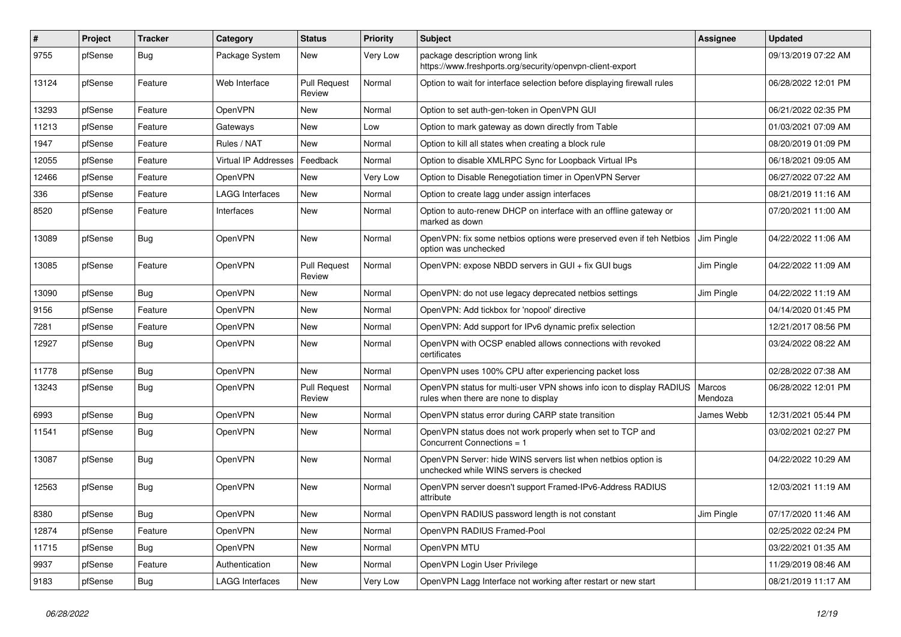| # | Project | Tracker | Category | Status | Priority | Subject | Assignee | Updated |
|---|---|---|---|---|---|---|---|---|
| 9755 | pfSense | Bug | Package System | New | Very Low | package description wrong link https://www.freshports.org/security/openvpn-client-export | | 09/13/2019 07:22 AM |
| 13124 | pfSense | Feature | Web Interface | Pull Request Review | Normal | Option to wait for interface selection before displaying firewall rules | | 06/28/2022 12:01 PM |
| 13293 | pfSense | Feature | OpenVPN | New | Normal | Option to set auth-gen-token in OpenVPN GUI | | 06/21/2022 02:35 PM |
| 11213 | pfSense | Feature | Gateways | New | Low | Option to mark gateway as down directly from Table | | 01/03/2021 07:09 AM |
| 1947 | pfSense | Feature | Rules / NAT | New | Normal | Option to kill all states when creating a block rule | | 08/20/2019 01:09 PM |
| 12055 | pfSense | Feature | Virtual IP Addresses | Feedback | Normal | Option to disable XMLRPC Sync for Loopback Virtual IPs | | 06/18/2021 09:05 AM |
| 12466 | pfSense | Feature | OpenVPN | New | Very Low | Option to Disable Renegotiation timer in OpenVPN Server | | 06/27/2022 07:22 AM |
| 336 | pfSense | Feature | LAGG Interfaces | New | Normal | Option to create lagg under assign interfaces | | 08/21/2019 11:16 AM |
| 8520 | pfSense | Feature | Interfaces | New | Normal | Option to auto-renew DHCP on interface with an offline gateway or marked as down | | 07/20/2021 11:00 AM |
| 13089 | pfSense | Bug | OpenVPN | New | Normal | OpenVPN: fix some netbios options were preserved even if teh Netbios option was unchecked | Jim Pingle | 04/22/2022 11:06 AM |
| 13085 | pfSense | Feature | OpenVPN | Pull Request Review | Normal | OpenVPN: expose NBDD servers in GUI + fix GUI bugs | Jim Pingle | 04/22/2022 11:09 AM |
| 13090 | pfSense | Bug | OpenVPN | New | Normal | OpenVPN: do not use legacy deprecated netbios settings | Jim Pingle | 04/22/2022 11:19 AM |
| 9156 | pfSense | Feature | OpenVPN | New | Normal | OpenVPN: Add tickbox for 'nopool' directive | | 04/14/2020 01:45 PM |
| 7281 | pfSense | Feature | OpenVPN | New | Normal | OpenVPN: Add support for IPv6 dynamic prefix selection | | 12/21/2017 08:56 PM |
| 12927 | pfSense | Bug | OpenVPN | New | Normal | OpenVPN with OCSP enabled allows connections with revoked certificates | | 03/24/2022 08:22 AM |
| 11778 | pfSense | Bug | OpenVPN | New | Normal | OpenVPN uses 100% CPU after experiencing packet loss | | 02/28/2022 07:38 AM |
| 13243 | pfSense | Bug | OpenVPN | Pull Request Review | Normal | OpenVPN status for multi-user VPN shows info icon to display RADIUS rules when there are none to display | Marcos Mendoza | 06/28/2022 12:01 PM |
| 6993 | pfSense | Bug | OpenVPN | New | Normal | OpenVPN status error during CARP state transition | James Webb | 12/31/2021 05:44 PM |
| 11541 | pfSense | Bug | OpenVPN | New | Normal | OpenVPN status does not work properly when set to TCP and Concurrent Connections = 1 | | 03/02/2021 02:27 PM |
| 13087 | pfSense | Bug | OpenVPN | New | Normal | OpenVPN Server: hide WINS servers list when netbios option is unchecked while WINS servers is checked | | 04/22/2022 10:29 AM |
| 12563 | pfSense | Bug | OpenVPN | New | Normal | OpenVPN server doesn't support Framed-IPv6-Address RADIUS attribute | | 12/03/2021 11:19 AM |
| 8380 | pfSense | Bug | OpenVPN | New | Normal | OpenVPN RADIUS password length is not constant | Jim Pingle | 07/17/2020 11:46 AM |
| 12874 | pfSense | Feature | OpenVPN | New | Normal | OpenVPN RADIUS Framed-Pool | | 02/25/2022 02:24 PM |
| 11715 | pfSense | Bug | OpenVPN | New | Normal | OpenVPN MTU | | 03/22/2021 01:35 AM |
| 9937 | pfSense | Feature | Authentication | New | Normal | OpenVPN Login User Privilege | | 11/29/2019 08:46 AM |
| 9183 | pfSense | Bug | LAGG Interfaces | New | Very Low | OpenVPN Lagg Interface not working after restart or new start | | 08/21/2019 11:17 AM |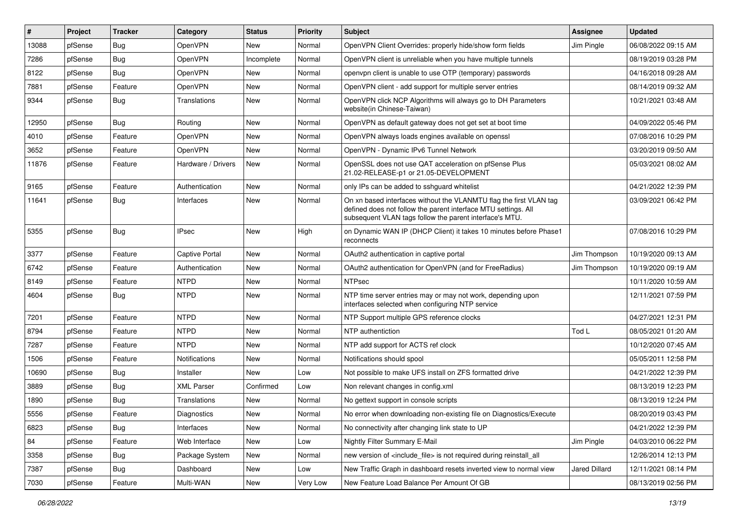| # | Project | Tracker | Category | Status | Priority | Subject | Assignee | Updated |
|---|---|---|---|---|---|---|---|---|
| 13088 | pfSense | Bug | OpenVPN | New | Normal | OpenVPN Client Overrides: properly hide/show form fields | Jim Pingle | 06/08/2022 09:15 AM |
| 7286 | pfSense | Bug | OpenVPN | Incomplete | Normal | OpenVPN client is unreliable when you have multiple tunnels | | 08/19/2019 03:28 PM |
| 8122 | pfSense | Bug | OpenVPN | New | Normal | openvpn client is unable to use OTP (temporary) passwords | | 04/16/2018 09:28 AM |
| 7881 | pfSense | Feature | OpenVPN | New | Normal | OpenVPN client - add support for multiple server entries | | 08/14/2019 09:32 AM |
| 9344 | pfSense | Bug | Translations | New | Normal | OpenVPN click NCP Algorithms will always go to DH Parameters website(in Chinese-Taiwan) | | 10/21/2021 03:48 AM |
| 12950 | pfSense | Bug | Routing | New | Normal | OpenVPN as default gateway does not get set at boot time | | 04/09/2022 05:46 PM |
| 4010 | pfSense | Feature | OpenVPN | New | Normal | OpenVPN always loads engines available on openssl | | 07/08/2016 10:29 PM |
| 3652 | pfSense | Feature | OpenVPN | New | Normal | OpenVPN - Dynamic IPv6 Tunnel Network | | 03/20/2019 09:50 AM |
| 11876 | pfSense | Feature | Hardware / Drivers | New | Normal | OpenSSL does not use QAT acceleration on pfSense Plus 21.02-RELEASE-p1 or 21.05-DEVELOPMENT | | 05/03/2021 08:02 AM |
| 9165 | pfSense | Feature | Authentication | New | Normal | only IPs can be added to sshguard whitelist | | 04/21/2022 12:39 PM |
| 11641 | pfSense | Bug | Interfaces | New | Normal | On xn based interfaces without the VLANMTU flag the first VLAN tag defined does not follow the parent interface MTU settings. All subsequent VLAN tags follow the parent interface's MTU. | | 03/09/2021 06:42 PM |
| 5355 | pfSense | Bug | IPsec | New | High | on Dynamic WAN IP (DHCP Client) it takes 10 minutes before Phase1 reconnects | | 07/08/2016 10:29 PM |
| 3377 | pfSense | Feature | Captive Portal | New | Normal | OAuth2 authentication in captive portal | Jim Thompson | 10/19/2020 09:13 AM |
| 6742 | pfSense | Feature | Authentication | New | Normal | OAuth2 authentication for OpenVPN (and for FreeRadius) | Jim Thompson | 10/19/2020 09:19 AM |
| 8149 | pfSense | Feature | NTPD | New | Normal | NTPsec | | 10/11/2020 10:59 AM |
| 4604 | pfSense | Bug | NTPD | New | Normal | NTP time server entries may or may not work, depending upon interfaces selected when configuring NTP service | | 12/11/2021 07:59 PM |
| 7201 | pfSense | Feature | NTPD | New | Normal | NTP Support multiple GPS reference clocks | | 04/27/2021 12:31 PM |
| 8794 | pfSense | Feature | NTPD | New | Normal | NTP authentiction | Tod L | 08/05/2021 01:20 AM |
| 7287 | pfSense | Feature | NTPD | New | Normal | NTP add support for ACTS ref clock | | 10/12/2020 07:45 AM |
| 1506 | pfSense | Feature | Notifications | New | Normal | Notifications should spool | | 05/05/2011 12:58 PM |
| 10690 | pfSense | Bug | Installer | New | Low | Not possible to make UFS install on ZFS formatted drive | | 04/21/2022 12:39 PM |
| 3889 | pfSense | Bug | XML Parser | Confirmed | Low | Non relevant changes in config.xml | | 08/13/2019 12:23 PM |
| 1890 | pfSense | Bug | Translations | New | Normal | No gettext support in console scripts | | 08/13/2019 12:24 PM |
| 5556 | pfSense | Feature | Diagnostics | New | Normal | No error when downloading non-existing file on Diagnostics/Execute | | 08/20/2019 03:43 PM |
| 6823 | pfSense | Bug | Interfaces | New | Normal | No connectivity after changing link state to UP | | 04/21/2022 12:39 PM |
| 84 | pfSense | Feature | Web Interface | New | Low | Nightly Filter Summary E-Mail | Jim Pingle | 04/03/2010 06:22 PM |
| 3358 | pfSense | Bug | Package System | New | Normal | new version of <include_file> is not required during reinstall_all | | 12/26/2014 12:13 PM |
| 7387 | pfSense | Bug | Dashboard | New | Low | New Traffic Graph in dashboard resets inverted view to normal view | Jared Dillard | 12/11/2021 08:14 PM |
| 7030 | pfSense | Feature | Multi-WAN | New | Very Low | New Feature Load Balance Per Amount Of GB | | 08/13/2019 02:56 PM |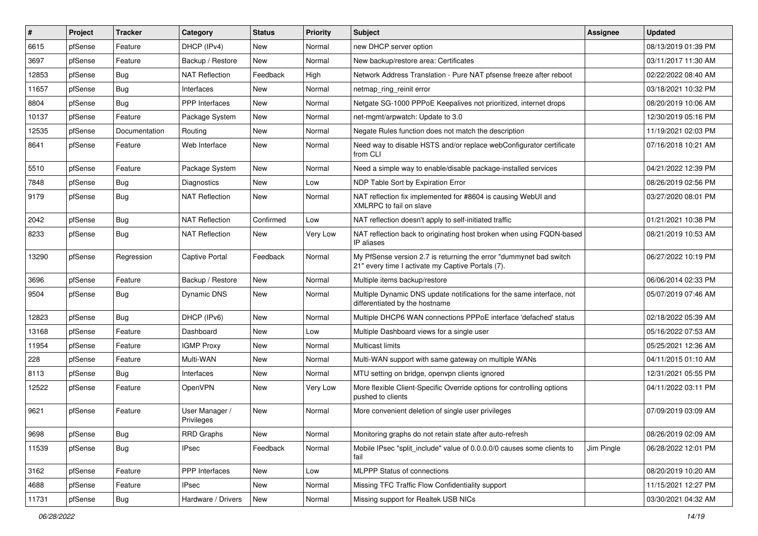| # | Project | Tracker | Category | Status | Priority | Subject | Assignee | Updated |
|---|---|---|---|---|---|---|---|---|
| 6615 | pfSense | Feature | DHCP (IPv4) | New | Normal | new DHCP server option | | 08/13/2019 01:39 PM |
| 3697 | pfSense | Feature | Backup / Restore | New | Normal | New backup/restore area: Certificates | | 03/11/2017 11:30 AM |
| 12853 | pfSense | Bug | NAT Reflection | Feedback | High | Network Address Translation - Pure NAT pfsense freeze after reboot | | 02/22/2022 08:40 AM |
| 11657 | pfSense | Bug | Interfaces | New | Normal | netmap_ring_reinit error | | 03/18/2021 10:32 PM |
| 8804 | pfSense | Bug | PPP Interfaces | New | Normal | Netgate SG-1000 PPPoE Keepalives not prioritized, internet drops | | 08/20/2019 10:06 AM |
| 10137 | pfSense | Feature | Package System | New | Normal | net-mgmt/arpwatch: Update to 3.0 | | 12/30/2019 05:16 PM |
| 12535 | pfSense | Documentation | Routing | New | Normal | Negate Rules function does not match the description | | 11/19/2021 02:03 PM |
| 8641 | pfSense | Feature | Web Interface | New | Normal | Need way to disable HSTS and/or replace webConfigurator certificate from CLI | | 07/16/2018 10:21 AM |
| 5510 | pfSense | Feature | Package System | New | Normal | Need a simple way to enable/disable package-installed services | | 04/21/2022 12:39 PM |
| 7848 | pfSense | Bug | Diagnostics | New | Low | NDP Table Sort by Expiration Error | | 08/26/2019 02:56 PM |
| 9179 | pfSense | Bug | NAT Reflection | New | Normal | NAT reflection fix implemented for #8604 is causing WebUI and XMLRPC to fail on slave | | 03/27/2020 08:01 PM |
| 2042 | pfSense | Bug | NAT Reflection | Confirmed | Low | NAT reflection doesn't apply to self-initiated traffic | | 01/21/2021 10:38 PM |
| 8233 | pfSense | Bug | NAT Reflection | New | Very Low | NAT reflection back to originating host broken when using FQDN-based IP aliases | | 08/21/2019 10:53 AM |
| 13290 | pfSense | Regression | Captive Portal | Feedback | Normal | My PfSense version 2.7 is returning the error "dummynet bad switch 21" every time I activate my Captive Portals (7). | | 06/27/2022 10:19 PM |
| 3696 | pfSense | Feature | Backup / Restore | New | Normal | Multiple items backup/restore | | 06/06/2014 02:33 PM |
| 9504 | pfSense | Bug | Dynamic DNS | New | Normal | Multiple Dynamic DNS update notifications for the same interface, not differentiated by the hostname | | 05/07/2019 07:46 AM |
| 12823 | pfSense | Bug | DHCP (IPv6) | New | Normal | Multiple DHCP6 WAN connections PPPoE interface 'defached' status | | 02/18/2022 05:39 AM |
| 13168 | pfSense | Feature | Dashboard | New | Low | Multiple Dashboard views for a single user | | 05/16/2022 07:53 AM |
| 11954 | pfSense | Feature | IGMP Proxy | New | Normal | Multicast limits | | 05/25/2021 12:36 AM |
| 228 | pfSense | Feature | Multi-WAN | New | Normal | Multi-WAN support with same gateway on multiple WANs | | 04/11/2015 01:10 AM |
| 8113 | pfSense | Bug | Interfaces | New | Normal | MTU setting on bridge, openvpn clients ignored | | 12/31/2021 05:55 PM |
| 12522 | pfSense | Feature | OpenVPN | New | Very Low | More flexible Client-Specific Override options for controlling options pushed to clients | | 04/11/2022 03:11 PM |
| 9621 | pfSense | Feature | User Manager / Privileges | New | Normal | More convenient deletion of single user privileges | | 07/09/2019 03:09 AM |
| 9698 | pfSense | Bug | RRD Graphs | New | Normal | Monitoring graphs do not retain state after auto-refresh | | 08/26/2019 02:09 AM |
| 11539 | pfSense | Bug | IPsec | Feedback | Normal | Mobile IPsec "split_include" value of 0.0.0.0/0 causes some clients to fail | Jim Pingle | 06/28/2022 12:01 PM |
| 3162 | pfSense | Feature | PPP Interfaces | New | Low | MLPPP Status of connections | | 08/20/2019 10:20 AM |
| 4688 | pfSense | Feature | IPsec | New | Normal | Missing TFC Traffic Flow Confidentiality support | | 11/15/2021 12:27 PM |
| 11731 | pfSense | Bug | Hardware / Drivers | New | Normal | Missing support for Realtek USB NICs | | 03/30/2021 04:32 AM |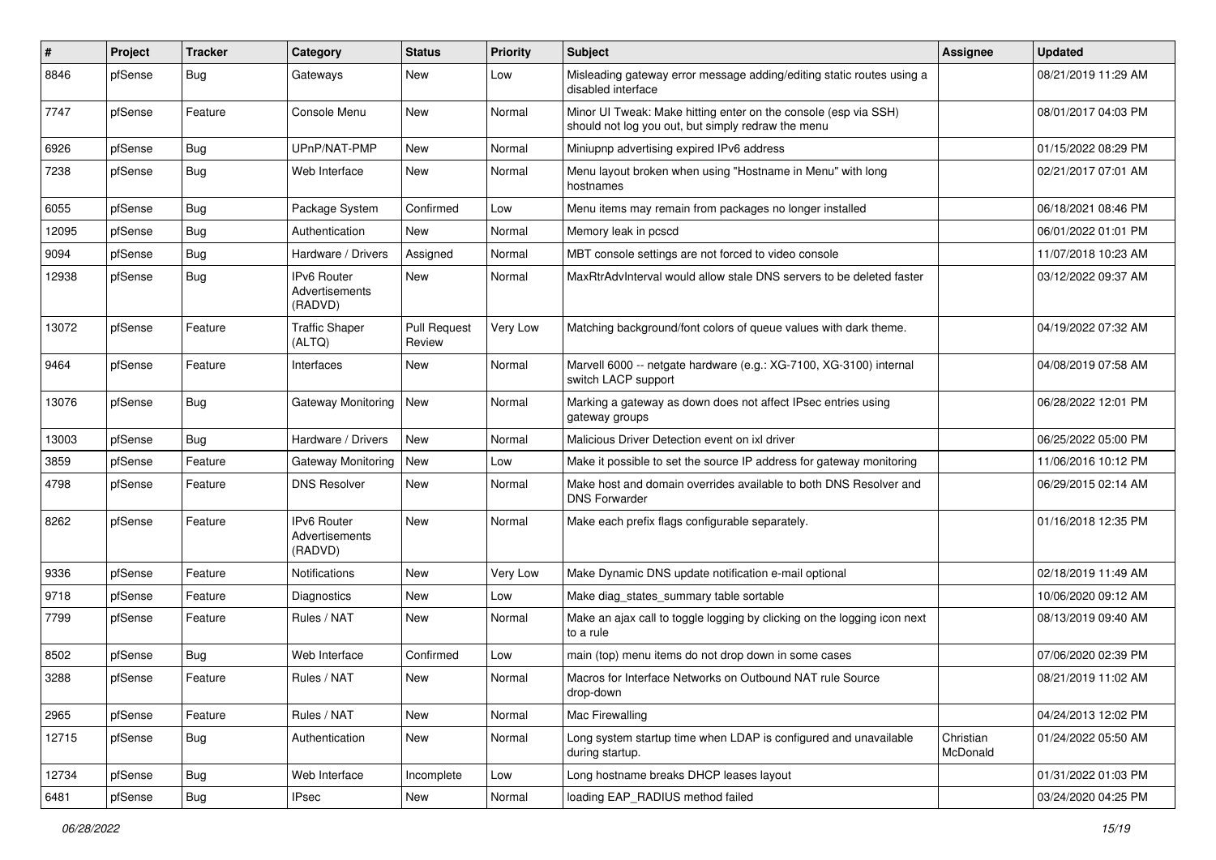| # | Project | Tracker | Category | Status | Priority | Subject | Assignee | Updated |
|---|---|---|---|---|---|---|---|---|
| 8846 | pfSense | Bug | Gateways | New | Low | Misleading gateway error message adding/editing static routes using a disabled interface | | 08/21/2019 11:29 AM |
| 7747 | pfSense | Feature | Console Menu | New | Normal | Minor UI Tweak: Make hitting enter on the console (esp via SSH) should not log you out, but simply redraw the menu | | 08/01/2017 04:03 PM |
| 6926 | pfSense | Bug | UPnP/NAT-PMP | New | Normal | Miniupnp advertising expired IPv6 address | | 01/15/2022 08:29 PM |
| 7238 | pfSense | Bug | Web Interface | New | Normal | Menu layout broken when using "Hostname in Menu" with long hostnames | | 02/21/2017 07:01 AM |
| 6055 | pfSense | Bug | Package System | Confirmed | Low | Menu items may remain from packages no longer installed | | 06/18/2021 08:46 PM |
| 12095 | pfSense | Bug | Authentication | New | Normal | Memory leak in pcscd | | 06/01/2022 01:01 PM |
| 9094 | pfSense | Bug | Hardware / Drivers | Assigned | Normal | MBT console settings are not forced to video console | | 11/07/2018 10:23 AM |
| 12938 | pfSense | Bug | IPv6 Router Advertisements (RADVD) | New | Normal | MaxRtrAdvInterval would allow stale DNS servers to be deleted faster | | 03/12/2022 09:37 AM |
| 13072 | pfSense | Feature | Traffic Shaper (ALTQ) | Pull Request Review | Very Low | Matching background/font colors of queue values with dark theme. | | 04/19/2022 07:32 AM |
| 9464 | pfSense | Feature | Interfaces | New | Normal | Marvell 6000 -- netgate hardware (e.g.: XG-7100, XG-3100) internal switch LACP support | | 04/08/2019 07:58 AM |
| 13076 | pfSense | Bug | Gateway Monitoring | New | Normal | Marking a gateway as down does not affect IPsec entries using gateway groups | | 06/28/2022 12:01 PM |
| 13003 | pfSense | Bug | Hardware / Drivers | New | Normal | Malicious Driver Detection event on ixl driver | | 06/25/2022 05:00 PM |
| 3859 | pfSense | Feature | Gateway Monitoring | New | Low | Make it possible to set the source IP address for gateway monitoring | | 11/06/2016 10:12 PM |
| 4798 | pfSense | Feature | DNS Resolver | New | Normal | Make host and domain overrides available to both DNS Resolver and DNS Forwarder | | 06/29/2015 02:14 AM |
| 8262 | pfSense | Feature | IPv6 Router Advertisements (RADVD) | New | Normal | Make each prefix flags configurable separately. | | 01/16/2018 12:35 PM |
| 9336 | pfSense | Feature | Notifications | New | Very Low | Make Dynamic DNS update notification e-mail optional | | 02/18/2019 11:49 AM |
| 9718 | pfSense | Feature | Diagnostics | New | Low | Make diag_states_summary table sortable | | 10/06/2020 09:12 AM |
| 7799 | pfSense | Feature | Rules / NAT | New | Normal | Make an ajax call to toggle logging by clicking on the logging icon next to a rule | | 08/13/2019 09:40 AM |
| 8502 | pfSense | Bug | Web Interface | Confirmed | Low | main (top) menu items do not drop down in some cases | | 07/06/2020 02:39 PM |
| 3288 | pfSense | Feature | Rules / NAT | New | Normal | Macros for Interface Networks on Outbound NAT rule Source drop-down | | 08/21/2019 11:02 AM |
| 2965 | pfSense | Feature | Rules / NAT | New | Normal | Mac Firewalling | | 04/24/2013 12:02 PM |
| 12715 | pfSense | Bug | Authentication | New | Normal | Long system startup time when LDAP is configured and unavailable during startup. | Christian McDonald | 01/24/2022 05:50 AM |
| 12734 | pfSense | Bug | Web Interface | Incomplete | Low | Long hostname breaks DHCP leases layout | | 01/31/2022 01:03 PM |
| 6481 | pfSense | Bug | IPsec | New | Normal | loading EAP_RADIUS method failed | | 03/24/2020 04:25 PM |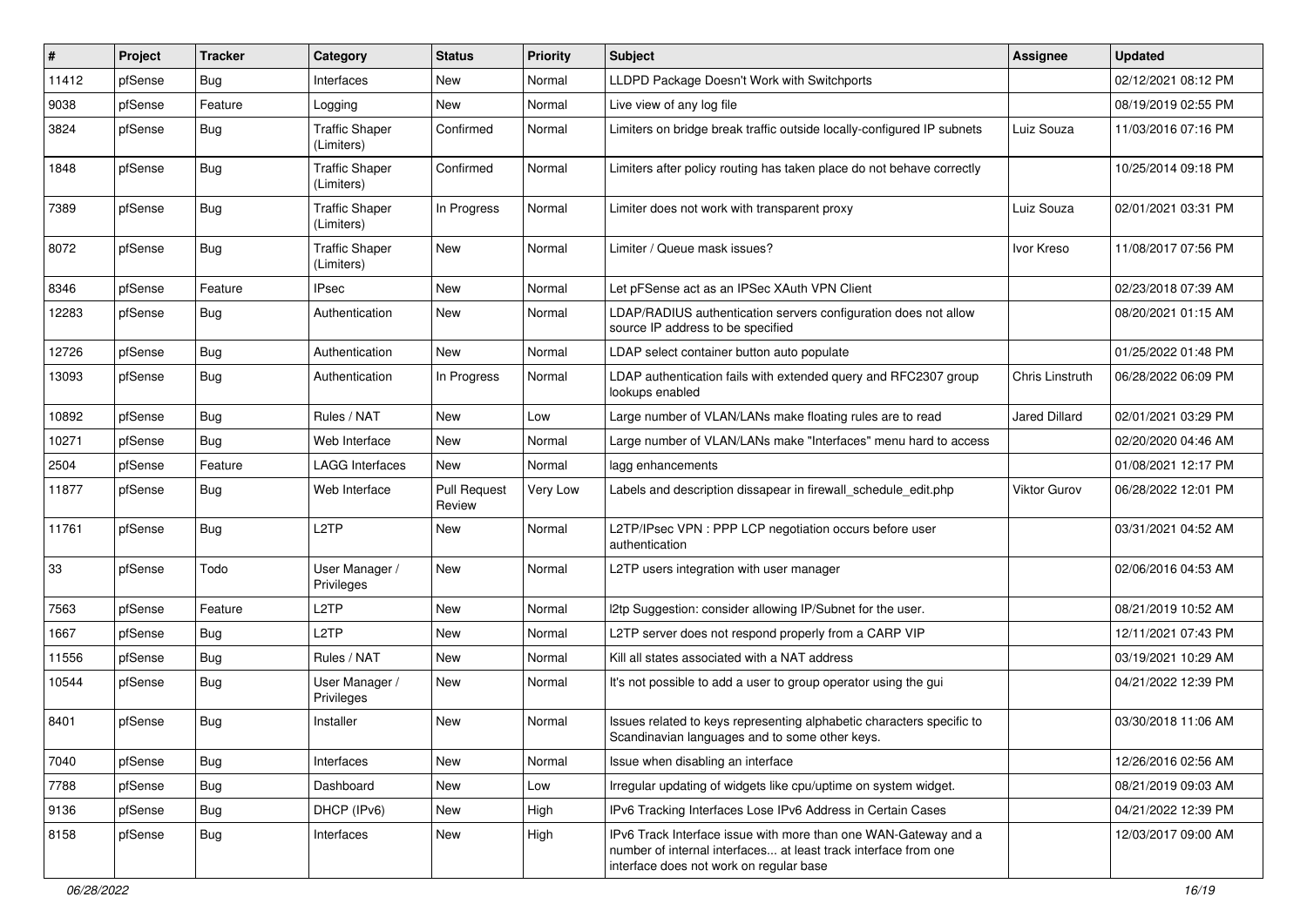| # | Project | Tracker | Category | Status | Priority | Subject | Assignee | Updated |
|---|---|---|---|---|---|---|---|---|
| 11412 | pfSense | Bug | Interfaces | New | Normal | LLDPD Package Doesn't Work with Switchports | | 02/12/2021 08:12 PM |
| 9038 | pfSense | Feature | Logging | New | Normal | Live view of any log file | | 08/19/2019 02:55 PM |
| 3824 | pfSense | Bug | Traffic Shaper (Limiters) | Confirmed | Normal | Limiters on bridge break traffic outside locally-configured IP subnets | Luiz Souza | 11/03/2016 07:16 PM |
| 1848 | pfSense | Bug | Traffic Shaper (Limiters) | Confirmed | Normal | Limiters after policy routing has taken place do not behave correctly | | 10/25/2014 09:18 PM |
| 7389 | pfSense | Bug | Traffic Shaper (Limiters) | In Progress | Normal | Limiter does not work with transparent proxy | Luiz Souza | 02/01/2021 03:31 PM |
| 8072 | pfSense | Bug | Traffic Shaper (Limiters) | New | Normal | Limiter / Queue mask issues? | Ivor Kreso | 11/08/2017 07:56 PM |
| 8346 | pfSense | Feature | IPsec | New | Normal | Let pFSense act as an IPSec XAuth VPN Client | | 02/23/2018 07:39 AM |
| 12283 | pfSense | Bug | Authentication | New | Normal | LDAP/RADIUS authentication servers configuration does not allow source IP address to be specified | | 08/20/2021 01:15 AM |
| 12726 | pfSense | Bug | Authentication | New | Normal | LDAP select container button auto populate | | 01/25/2022 01:48 PM |
| 13093 | pfSense | Bug | Authentication | In Progress | Normal | LDAP authentication fails with extended query and RFC2307 group lookups enabled | Chris Linstruth | 06/28/2022 06:09 PM |
| 10892 | pfSense | Bug | Rules / NAT | New | Low | Large number of VLAN/LANs make floating rules are to read | Jared Dillard | 02/01/2021 03:29 PM |
| 10271 | pfSense | Bug | Web Interface | New | Normal | Large number of VLAN/LANs make "Interfaces" menu hard to access | | 02/20/2020 04:46 AM |
| 2504 | pfSense | Feature | LAGG Interfaces | New | Normal | lagg enhancements | | 01/08/2021 12:17 PM |
| 11877 | pfSense | Bug | Web Interface | Pull Request Review | Very Low | Labels and description dissapear in firewall_schedule_edit.php | Viktor Gurov | 06/28/2022 12:01 PM |
| 11761 | pfSense | Bug | L2TP | New | Normal | L2TP/IPsec VPN : PPP LCP negotiation occurs before user authentication | | 03/31/2021 04:52 AM |
| 33 | pfSense | Todo | User Manager / Privileges | New | Normal | L2TP users integration with user manager | | 02/06/2016 04:53 AM |
| 7563 | pfSense | Feature | L2TP | New | Normal | l2tp Suggestion: consider allowing IP/Subnet for the user. | | 08/21/2019 10:52 AM |
| 1667 | pfSense | Bug | L2TP | New | Normal | L2TP server does not respond properly from a CARP VIP | | 12/11/2021 07:43 PM |
| 11556 | pfSense | Bug | Rules / NAT | New | Normal | Kill all states associated with a NAT address | | 03/19/2021 10:29 AM |
| 10544 | pfSense | Bug | User Manager / Privileges | New | Normal | It's not possible to add a user to group operator using the gui | | 04/21/2022 12:39 PM |
| 8401 | pfSense | Bug | Installer | New | Normal | Issues related to keys representing alphabetic characters specific to Scandinavian languages and to some other keys. | | 03/30/2018 11:06 AM |
| 7040 | pfSense | Bug | Interfaces | New | Normal | Issue when disabling an interface | | 12/26/2016 02:56 AM |
| 7788 | pfSense | Bug | Dashboard | New | Low | Irregular updating of widgets like cpu/uptime on system widget. | | 08/21/2019 09:03 AM |
| 9136 | pfSense | Bug | DHCP (IPv6) | New | High | IPv6 Tracking Interfaces Lose IPv6 Address in Certain Cases | | 04/21/2022 12:39 PM |
| 8158 | pfSense | Bug | Interfaces | New | High | IPv6 Track Interface issue with more than one WAN-Gateway and a number of internal interfaces... at least track interface from one interface does not work on regular base | | 12/03/2017 09:00 AM |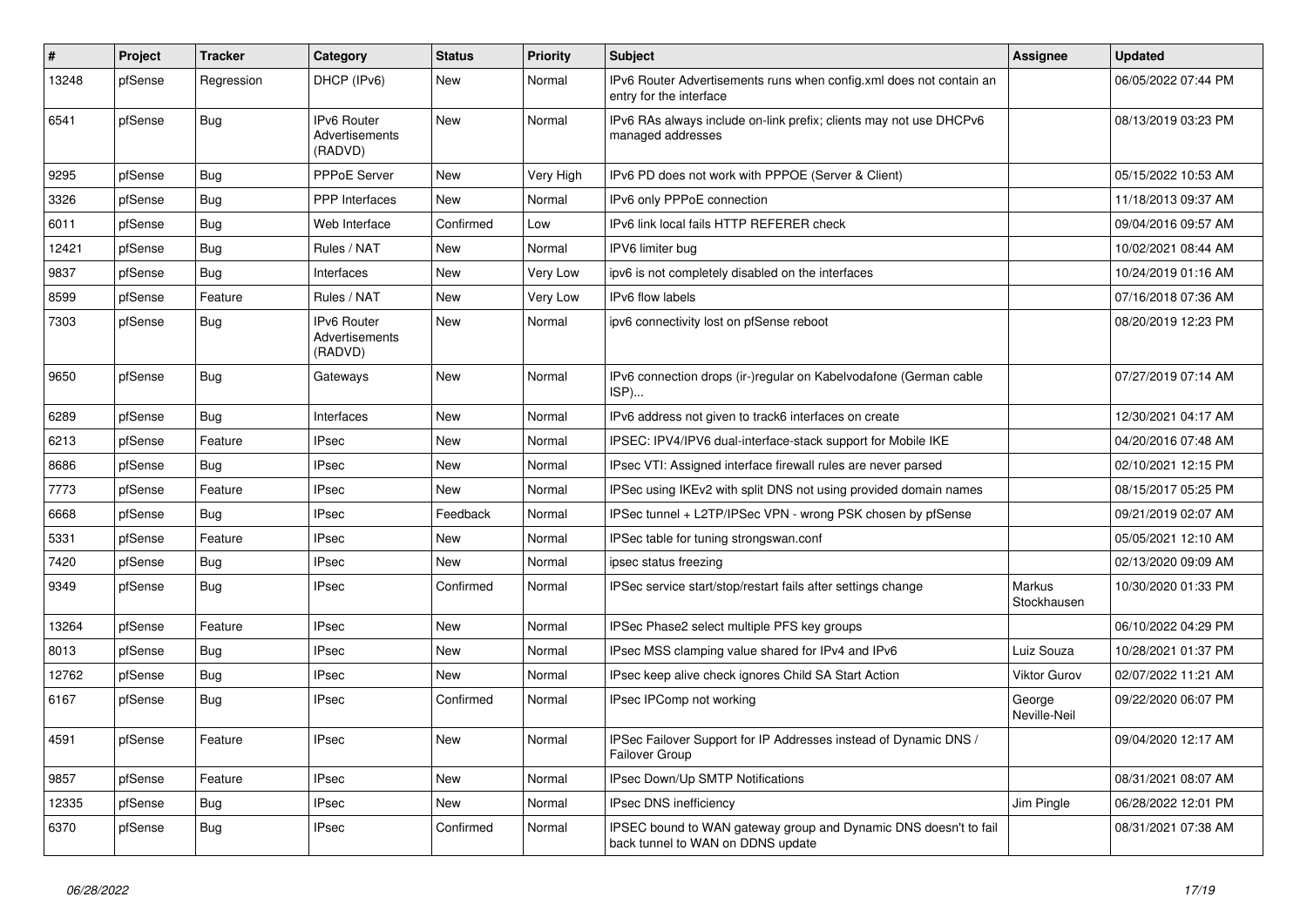| # | Project | Tracker | Category | Status | Priority | Subject | Assignee | Updated |
|---|---|---|---|---|---|---|---|---|
| 13248 | pfSense | Regression | DHCP (IPv6) | New | Normal | IPv6 Router Advertisements runs when config.xml does not contain an entry for the interface | | 06/05/2022 07:44 PM |
| 6541 | pfSense | Bug | IPv6 Router Advertisements (RADVD) | New | Normal | IPv6 RAs always include on-link prefix; clients may not use DHCPv6 managed addresses | | 08/13/2019 03:23 PM |
| 9295 | pfSense | Bug | PPPoE Server | New | Very High | IPv6 PD does not work with PPPOE (Server & Client) | | 05/15/2022 10:53 AM |
| 3326 | pfSense | Bug | PPP Interfaces | New | Normal | IPv6 only PPPoE connection | | 11/18/2013 09:37 AM |
| 6011 | pfSense | Bug | Web Interface | Confirmed | Low | IPv6 link local fails HTTP REFERER check | | 09/04/2016 09:57 AM |
| 12421 | pfSense | Bug | Rules / NAT | New | Normal | IPV6 limiter bug | | 10/02/2021 08:44 AM |
| 9837 | pfSense | Bug | Interfaces | New | Very Low | ipv6 is not completely disabled on the interfaces | | 10/24/2019 01:16 AM |
| 8599 | pfSense | Feature | Rules / NAT | New | Very Low | IPv6 flow labels | | 07/16/2018 07:36 AM |
| 7303 | pfSense | Bug | IPv6 Router Advertisements (RADVD) | New | Normal | ipv6 connectivity lost on pfSense reboot | | 08/20/2019 12:23 PM |
| 9650 | pfSense | Bug | Gateways | New | Normal | IPv6 connection drops (ir-)regular on Kabelvodafone (German cable ISP)... | | 07/27/2019 07:14 AM |
| 6289 | pfSense | Bug | Interfaces | New | Normal | IPv6 address not given to track6 interfaces on create | | 12/30/2021 04:17 AM |
| 6213 | pfSense | Feature | IPsec | New | Normal | IPSEC: IPV4/IPV6 dual-interface-stack support for Mobile IKE | | 04/20/2016 07:48 AM |
| 8686 | pfSense | Bug | IPsec | New | Normal | IPsec VTI: Assigned interface firewall rules are never parsed | | 02/10/2021 12:15 PM |
| 7773 | pfSense | Feature | IPsec | New | Normal | IPSec using IKEv2 with split DNS not using provided domain names | | 08/15/2017 05:25 PM |
| 6668 | pfSense | Bug | IPsec | Feedback | Normal | IPSec tunnel + L2TP/IPSec VPN - wrong PSK chosen by pfSense | | 09/21/2019 02:07 AM |
| 5331 | pfSense | Feature | IPsec | New | Normal | IPSec table for tuning strongswan.conf | | 05/05/2021 12:10 AM |
| 7420 | pfSense | Bug | IPsec | New | Normal | ipsec status freezing | | 02/13/2020 09:09 AM |
| 9349 | pfSense | Bug | IPsec | Confirmed | Normal | IPSec service start/stop/restart fails after settings change | Markus Stockhausen | 10/30/2020 01:33 PM |
| 13264 | pfSense | Feature | IPsec | New | Normal | IPSec Phase2 select multiple PFS key groups | | 06/10/2022 04:29 PM |
| 8013 | pfSense | Bug | IPsec | New | Normal | IPsec MSS clamping value shared for IPv4 and IPv6 | Luiz Souza | 10/28/2021 01:37 PM |
| 12762 | pfSense | Bug | IPsec | New | Normal | IPsec keep alive check ignores Child SA Start Action | Viktor Gurov | 02/07/2022 11:21 AM |
| 6167 | pfSense | Bug | IPsec | Confirmed | Normal | IPsec IPComp not working | George Neville-Neil | 09/22/2020 06:07 PM |
| 4591 | pfSense | Feature | IPsec | New | Normal | IPSec Failover Support for IP Addresses instead of Dynamic DNS / Failover Group | | 09/04/2020 12:17 AM |
| 9857 | pfSense | Feature | IPsec | New | Normal | IPsec Down/Up SMTP Notifications | | 08/31/2021 08:07 AM |
| 12335 | pfSense | Bug | IPsec | New | Normal | IPsec DNS inefficiency | Jim Pingle | 06/28/2022 12:01 PM |
| 6370 | pfSense | Bug | IPsec | Confirmed | Normal | IPSEC bound to WAN gateway group and Dynamic DNS doesn't to fail back tunnel to WAN on DDNS update | | 08/31/2021 07:38 AM |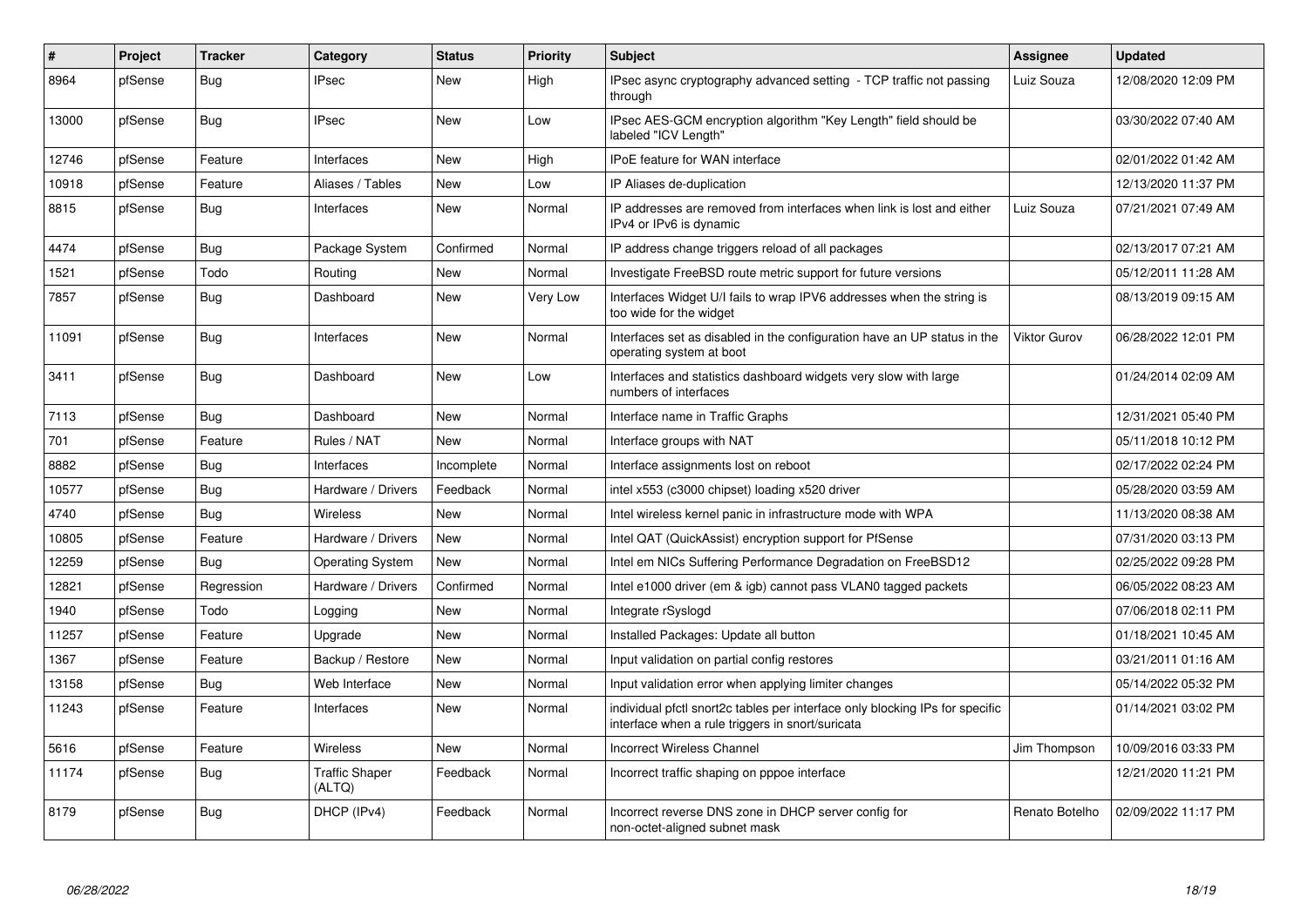| # | Project | Tracker | Category | Status | Priority | Subject | Assignee | Updated |
|---|---|---|---|---|---|---|---|---|
| 8964 | pfSense | Bug | IPsec | New | High | IPsec async cryptography advanced setting - TCP traffic not passing through | Luiz Souza | 12/08/2020 12:09 PM |
| 13000 | pfSense | Bug | IPsec | New | Low | IPsec AES-GCM encryption algorithm "Key Length" field should be labeled "ICV Length" | | 03/30/2022 07:40 AM |
| 12746 | pfSense | Feature | Interfaces | New | High | IPoE feature for WAN interface | | 02/01/2022 01:42 AM |
| 10918 | pfSense | Feature | Aliases / Tables | New | Low | IP Aliases de-duplication | | 12/13/2020 11:37 PM |
| 8815 | pfSense | Bug | Interfaces | New | Normal | IP addresses are removed from interfaces when link is lost and either IPv4 or IPv6 is dynamic | Luiz Souza | 07/21/2021 07:49 AM |
| 4474 | pfSense | Bug | Package System | Confirmed | Normal | IP address change triggers reload of all packages | | 02/13/2017 07:21 AM |
| 1521 | pfSense | Todo | Routing | New | Normal | Investigate FreeBSD route metric support for future versions | | 05/12/2011 11:28 AM |
| 7857 | pfSense | Bug | Dashboard | New | Very Low | Interfaces Widget U/I fails to wrap IPV6 addresses when the string is too wide for the widget | | 08/13/2019 09:15 AM |
| 11091 | pfSense | Bug | Interfaces | New | Normal | Interfaces set as disabled in the configuration have an UP status in the operating system at boot | Viktor Gurov | 06/28/2022 12:01 PM |
| 3411 | pfSense | Bug | Dashboard | New | Low | Interfaces and statistics dashboard widgets very slow with large numbers of interfaces | | 01/24/2014 02:09 AM |
| 7113 | pfSense | Bug | Dashboard | New | Normal | Interface name in Traffic Graphs | | 12/31/2021 05:40 PM |
| 701 | pfSense | Feature | Rules / NAT | New | Normal | Interface groups with NAT | | 05/11/2018 10:12 PM |
| 8882 | pfSense | Bug | Interfaces | Incomplete | Normal | Interface assignments lost on reboot | | 02/17/2022 02:24 PM |
| 10577 | pfSense | Bug | Hardware / Drivers | Feedback | Normal | intel x553 (c3000 chipset) loading x520 driver | | 05/28/2020 03:59 AM |
| 4740 | pfSense | Bug | Wireless | New | Normal | Intel wireless kernel panic in infrastructure mode with WPA | | 11/13/2020 08:38 AM |
| 10805 | pfSense | Feature | Hardware / Drivers | New | Normal | Intel QAT (QuickAssist) encryption support for PfSense | | 07/31/2020 03:13 PM |
| 12259 | pfSense | Bug | Operating System | New | Normal | Intel em NICs Suffering Performance Degradation on FreeBSD12 | | 02/25/2022 09:28 PM |
| 12821 | pfSense | Regression | Hardware / Drivers | Confirmed | Normal | Intel e1000 driver (em & igb) cannot pass VLAN0 tagged packets | | 06/05/2022 08:23 AM |
| 1940 | pfSense | Todo | Logging | New | Normal | Integrate rSyslogd | | 07/06/2018 02:11 PM |
| 11257 | pfSense | Feature | Upgrade | New | Normal | Installed Packages: Update all button | | 01/18/2021 10:45 AM |
| 1367 | pfSense | Feature | Backup / Restore | New | Normal | Input validation on partial config restores | | 03/21/2011 01:16 AM |
| 13158 | pfSense | Bug | Web Interface | New | Normal | Input validation error when applying limiter changes | | 05/14/2022 05:32 PM |
| 11243 | pfSense | Feature | Interfaces | New | Normal | individual pfctl snort2c tables per interface only blocking IPs for specific interface when a rule triggers in snort/suricata | | 01/14/2021 03:02 PM |
| 5616 | pfSense | Feature | Wireless | New | Normal | Incorrect Wireless Channel | Jim Thompson | 10/09/2016 03:33 PM |
| 11174 | pfSense | Bug | Traffic Shaper (ALTQ) | Feedback | Normal | Incorrect traffic shaping on pppoe interface | | 12/21/2020 11:21 PM |
| 8179 | pfSense | Bug | DHCP (IPv4) | Feedback | Normal | Incorrect reverse DNS zone in DHCP server config for non-octet-aligned subnet mask | Renato Botelho | 02/09/2022 11:17 PM |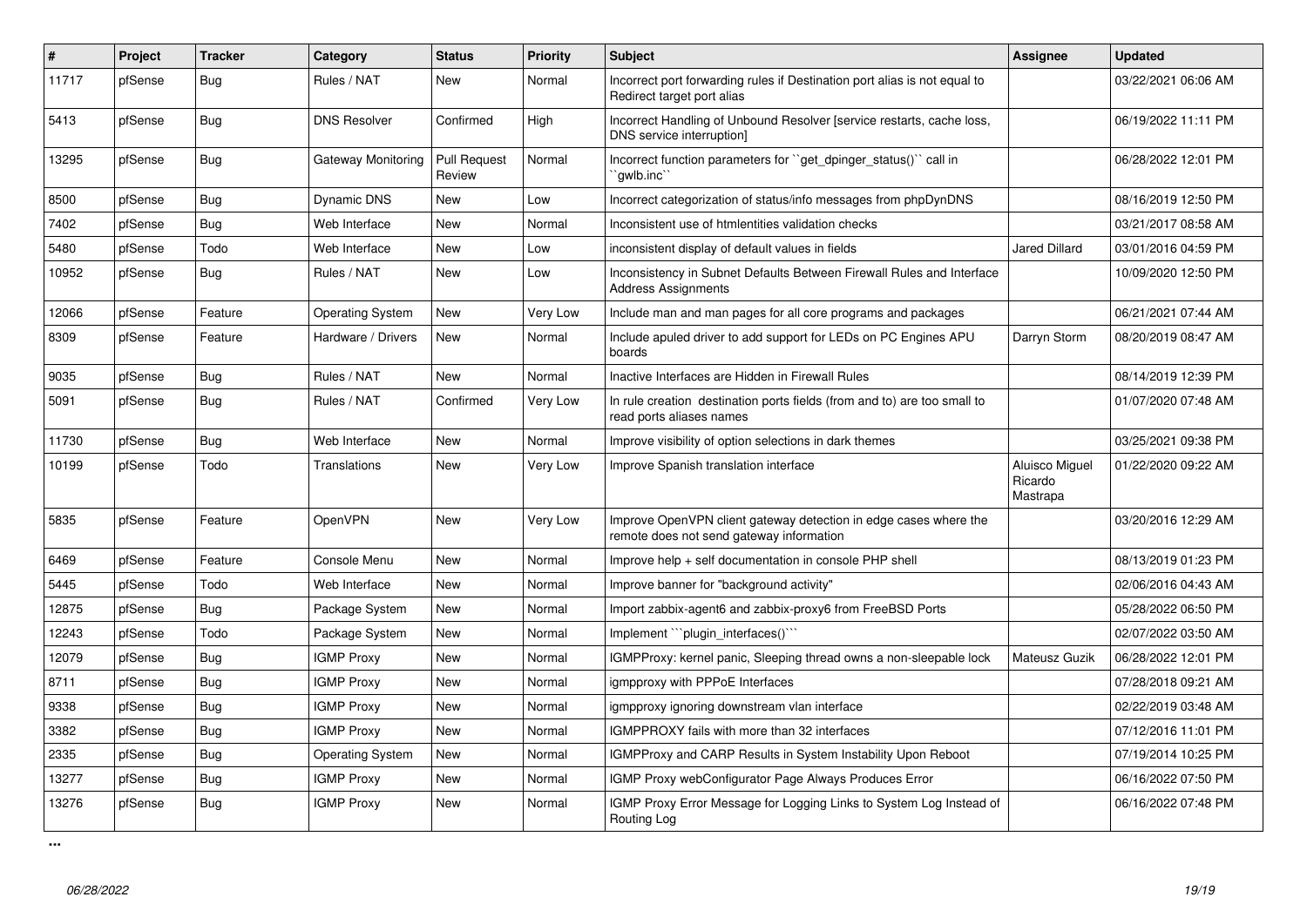| # | Project | Tracker | Category | Status | Priority | Subject | Assignee | Updated |
|---|---|---|---|---|---|---|---|---|
| 11717 | pfSense | Bug | Rules / NAT | New | Normal | Incorrect port forwarding rules if Destination port alias is not equal to Redirect target port alias | | 03/22/2021 06:06 AM |
| 5413 | pfSense | Bug | DNS Resolver | Confirmed | High | Incorrect Handling of Unbound Resolver [service restarts, cache loss, DNS service interruption] | | 06/19/2022 11:11 PM |
| 13295 | pfSense | Bug | Gateway Monitoring | Pull Request Review | Normal | Incorrect function parameters for ``get_dpinger_status()`` call in ``gwlb.inc`` | | 06/28/2022 12:01 PM |
| 8500 | pfSense | Bug | Dynamic DNS | New | Low | Incorrect categorization of status/info messages from phpDynDNS | | 08/16/2019 12:50 PM |
| 7402 | pfSense | Bug | Web Interface | New | Normal | Inconsistent use of htmlentities validation checks | | 03/21/2017 08:58 AM |
| 5480 | pfSense | Todo | Web Interface | New | Low | inconsistent display of default values in fields | Jared Dillard | 03/01/2016 04:59 PM |
| 10952 | pfSense | Bug | Rules / NAT | New | Low | Inconsistency in Subnet Defaults Between Firewall Rules and Interface Address Assignments | | 10/09/2020 12:50 PM |
| 12066 | pfSense | Feature | Operating System | New | Very Low | Include man and man pages for all core programs and packages | | 06/21/2021 07:44 AM |
| 8309 | pfSense | Feature | Hardware / Drivers | New | Normal | Include apuled driver to add support for LEDs on PC Engines APU boards | Darryn Storm | 08/20/2019 08:47 AM |
| 9035 | pfSense | Bug | Rules / NAT | New | Normal | Inactive Interfaces are Hidden in Firewall Rules | | 08/14/2019 12:39 PM |
| 5091 | pfSense | Bug | Rules / NAT | Confirmed | Very Low | In rule creation destination ports fields (from and to) are too small to read ports aliases names | | 01/07/2020 07:48 AM |
| 11730 | pfSense | Bug | Web Interface | New | Normal | Improve visibility of option selections in dark themes | | 03/25/2021 09:38 PM |
| 10199 | pfSense | Todo | Translations | New | Very Low | Improve Spanish translation interface | Aluisco Miguel Ricardo Mastrapa | 01/22/2020 09:22 AM |
| 5835 | pfSense | Feature | OpenVPN | New | Very Low | Improve OpenVPN client gateway detection in edge cases where the remote does not send gateway information | | 03/20/2016 12:29 AM |
| 6469 | pfSense | Feature | Console Menu | New | Normal | Improve help + self documentation in console PHP shell | | 08/13/2019 01:23 PM |
| 5445 | pfSense | Todo | Web Interface | New | Normal | Improve banner for "background activity" | | 02/06/2016 04:43 AM |
| 12875 | pfSense | Bug | Package System | New | Normal | Import zabbix-agent6 and zabbix-proxy6 from FreeBSD Ports | | 05/28/2022 06:50 PM |
| 12243 | pfSense | Todo | Package System | New | Normal | Implement ```plugin_interfaces()``` | | 02/07/2022 03:50 AM |
| 12079 | pfSense | Bug | IGMP Proxy | New | Normal | IGMPProxy: kernel panic, Sleeping thread owns a non-sleepable lock | Mateusz Guzik | 06/28/2022 12:01 PM |
| 8711 | pfSense | Bug | IGMP Proxy | New | Normal | igmpproxy with PPPoE Interfaces | | 07/28/2018 09:21 AM |
| 9338 | pfSense | Bug | IGMP Proxy | New | Normal | igmpproxy ignoring downstream vlan interface | | 02/22/2019 03:48 AM |
| 3382 | pfSense | Bug | IGMP Proxy | New | Normal | IGMPPROXY fails with more than 32 interfaces | | 07/12/2016 11:01 PM |
| 2335 | pfSense | Bug | Operating System | New | Normal | IGMPProxy and CARP Results in System Instability Upon Reboot | | 07/19/2014 10:25 PM |
| 13277 | pfSense | Bug | IGMP Proxy | New | Normal | IGMP Proxy webConfigurator Page Always Produces Error | | 06/16/2022 07:50 PM |
| 13276 | pfSense | Bug | IGMP Proxy | New | Normal | IGMP Proxy Error Message for Logging Links to System Log Instead of Routing Log | | 06/16/2022 07:48 PM |

...